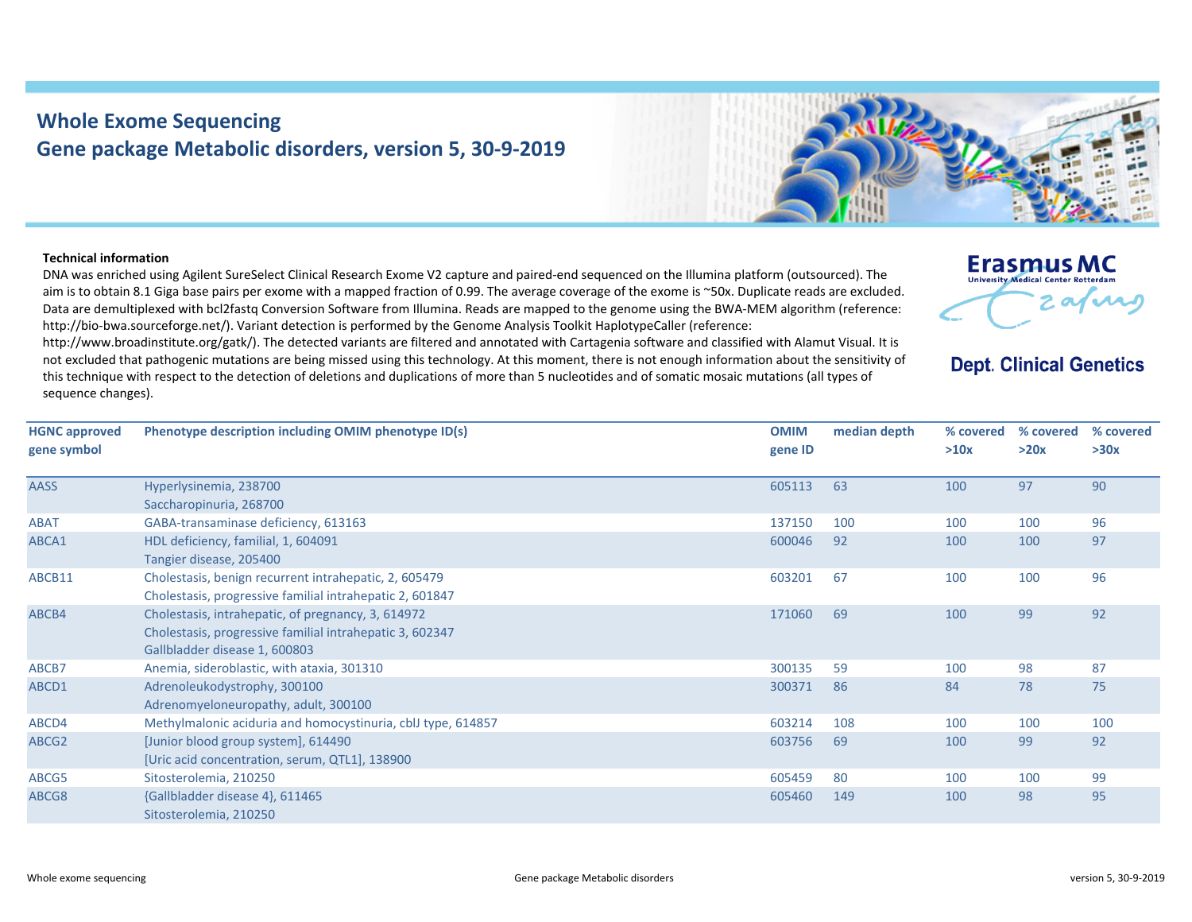# Whole Exome Sequencing
## Gene package Metabolic disorders, version 5, 30-9-2019

Erasmus MC
University Medical Center Rotterdam

Dept. Clinical Genetics

**Technical information**

DNA was enriched using Agilent SureSelect Clinical Research Exome V2 capture and paired-end sequenced on the Illumina platform (outsourced). The aim is to obtain 8.1 Giga base pairs per exome with a mapped fraction of 0.99. The average coverage of the exome is ~50x. Duplicate reads are excluded. Data are demultiplexed with bcl2fastq Conversion Software from Illumina. Reads are mapped to the genome using the BWA-MEM algorithm (reference: http://bio-bwa.sourceforge.net/). Variant detection is performed by the Genome Analysis Toolkit HaplotypeCaller (reference: http://www.broadinstitute.org/gatk/). The detected variants are filtered and annotated with Cartagenia software and classified with Alamut Visual. It is not excluded that pathogenic mutations are being missed using this technology. At this moment, there is not enough information about the sensitivity of this technique with respect to the detection of deletions and duplications of more than 5 nucleotides and of somatic mosaic mutations (all types of sequence changes).

| HGNC approved gene symbol | Phenotype description including OMIM phenotype ID(s) | OMIM gene ID | median depth | % covered >10x | % covered >20x | % covered >30x |
|---|---|---|---|---|---|---|
| AASS | Hyperlysinemia, 238700<br>Saccharopinuria, 268700 | 605113 | 63 | 100 | 97 | 90 |
| ABAT | GABA-transaminase deficiency, 613163 | 137150 | 100 | 100 | 100 | 96 |
| ABCA1 | HDL deficiency, familial, 1, 604091<br>Tangier disease, 205400 | 600046 | 92 | 100 | 100 | 97 |
| ABCB11 | Cholestasis, benign recurrent intrahepatic, 2, 605479<br>Cholestasis, progressive familial intrahepatic 2, 601847 | 603201 | 67 | 100 | 100 | 96 |
| ABCB4 | Cholestasis, intrahepatic, of pregnancy, 3, 614972<br>Cholestasis, progressive familial intrahepatic 3, 602347<br>Gallbladder disease 1, 600803 | 171060 | 69 | 100 | 99 | 92 |
| ABCB7 | Anemia, sideroblastic, with ataxia, 301310 | 300135 | 59 | 100 | 98 | 87 |
| ABCD1 | Adrenoleukodystrophy, 300100<br>Adrenomyeloneuropathy, adult, 300100 | 300371 | 86 | 84 | 78 | 75 |
| ABCD4 | Methylmalonic aciduria and homocystinuria, cblJ type, 614857 | 603214 | 108 | 100 | 100 | 100 |
| ABCG2 | [Junior blood group system], 614490<br>[Uric acid concentration, serum, QTL1], 138900 | 603756 | 69 | 100 | 99 | 92 |
| ABCG5 | Sitosterolemia, 210250 | 605459 | 80 | 100 | 100 | 99 |
| ABCG8 | {Gallbladder disease 4}, 611465<br>Sitosterolemia, 210250 | 605460 | 149 | 100 | 98 | 95 |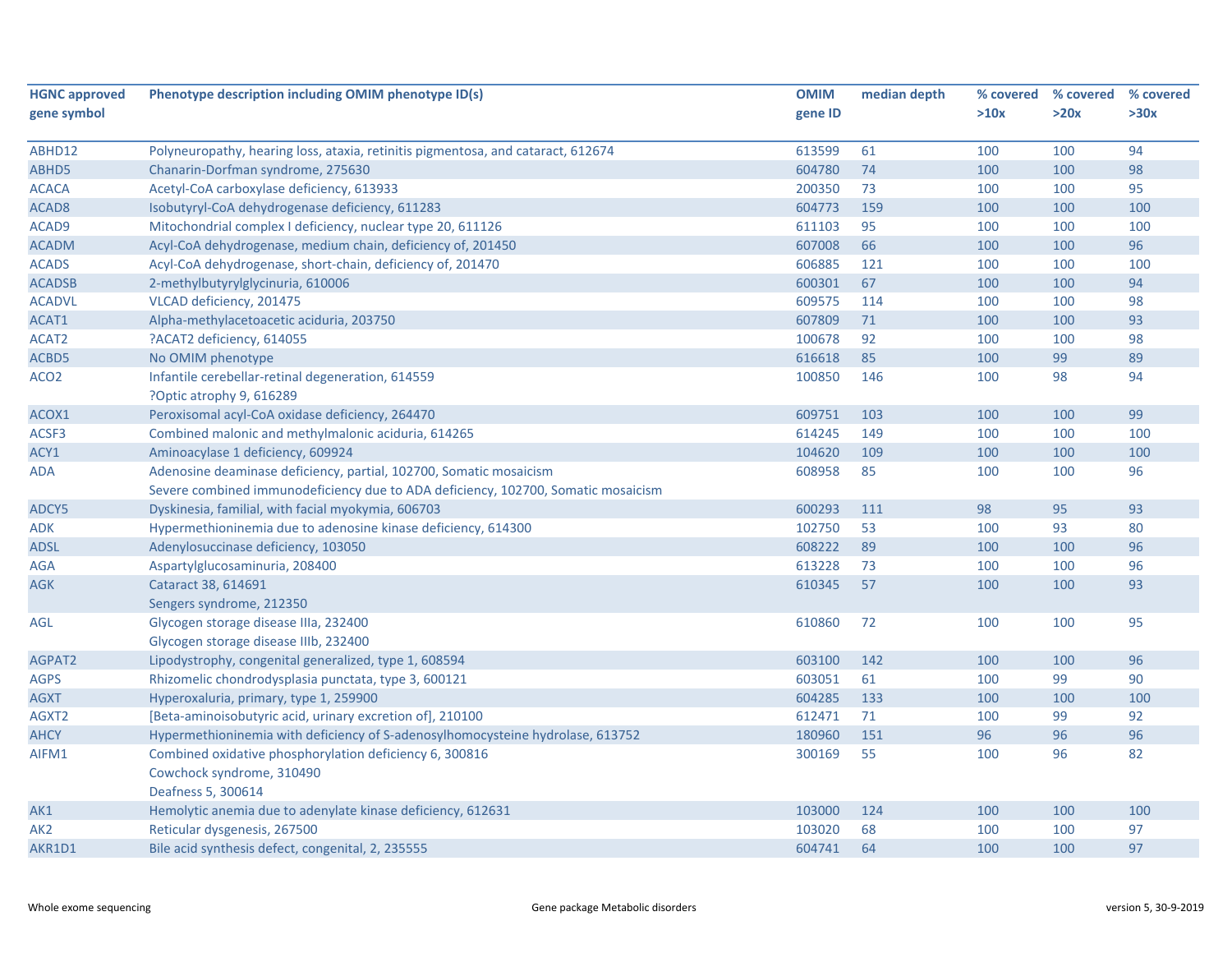| HGNC approved gene symbol | Phenotype description including OMIM phenotype ID(s) | OMIM gene ID | median depth | % covered >10x | % covered >20x | % covered >30x |
|---|---|---|---|---|---|---|
| ABHD12 | Polyneuropathy, hearing loss, ataxia, retinitis pigmentosa, and cataract, 612674 | 613599 | 61 | 100 | 100 | 94 |
| ABHD5 | Chanarin-Dorfman syndrome, 275630 | 604780 | 74 | 100 | 100 | 98 |
| ACACA | Acetyl-CoA carboxylase deficiency, 613933 | 200350 | 73 | 100 | 100 | 95 |
| ACAD8 | Isobutyryl-CoA dehydrogenase deficiency, 611283 | 604773 | 159 | 100 | 100 | 100 |
| ACAD9 | Mitochondrial complex I deficiency, nuclear type 20, 611126 | 611103 | 95 | 100 | 100 | 100 |
| ACADM | Acyl-CoA dehydrogenase, medium chain, deficiency of, 201450 | 607008 | 66 | 100 | 100 | 96 |
| ACADS | Acyl-CoA dehydrogenase, short-chain, deficiency of, 201470 | 606885 | 121 | 100 | 100 | 100 |
| ACADSB | 2-methylbutyrylglycinuria, 610006 | 600301 | 67 | 100 | 100 | 94 |
| ACADVL | VLCAD deficiency, 201475 | 609575 | 114 | 100 | 100 | 98 |
| ACAT1 | Alpha-methylacetoacetic aciduria, 203750 | 607809 | 71 | 100 | 100 | 93 |
| ACAT2 | ?ACAT2 deficiency, 614055 | 100678 | 92 | 100 | 100 | 98 |
| ACBD5 | No OMIM phenotype | 616618 | 85 | 100 | 99 | 89 |
| ACO2 | Infantile cerebellar-retinal degeneration, 614559<br>?Optic atrophy 9, 616289 | 100850 | 146 | 100 | 98 | 94 |
| ACOX1 | Peroxisomal acyl-CoA oxidase deficiency, 264470 | 609751 | 103 | 100 | 100 | 99 |
| ACSF3 | Combined malonic and methylmalonic aciduria, 614265 | 614245 | 149 | 100 | 100 | 100 |
| ACY1 | Aminoacylase 1 deficiency, 609924 | 104620 | 109 | 100 | 100 | 100 |
| ADA | Adenosine deaminase deficiency, partial, 102700, Somatic mosaicism<br>Severe combined immunodeficiency due to ADA deficiency, 102700, Somatic mosaicism | 608958 | 85 | 100 | 100 | 96 |
| ADCY5 | Dyskinesia, familial, with facial myokymia, 606703 | 600293 | 111 | 98 | 95 | 93 |
| ADK | Hypermethioninemia due to adenosine kinase deficiency, 614300 | 102750 | 53 | 100 | 93 | 80 |
| ADSL | Adenylosuccinase deficiency, 103050 | 608222 | 89 | 100 | 100 | 96 |
| AGA | Aspartylglucosaminuria, 208400 | 613228 | 73 | 100 | 100 | 96 |
| AGK | Cataract 38, 614691<br>Sengers syndrome, 212350 | 610345 | 57 | 100 | 100 | 93 |
| AGL | Glycogen storage disease IIIa, 232400<br>Glycogen storage disease IIIb, 232400 | 610860 | 72 | 100 | 100 | 95 |
| AGPAT2 | Lipodystrophy, congenital generalized, type 1, 608594 | 603100 | 142 | 100 | 100 | 96 |
| AGPS | Rhizomelic chondrodysplasia punctata, type 3, 600121 | 603051 | 61 | 100 | 99 | 90 |
| AGXT | Hyperoxaluria, primary, type 1, 259900 | 604285 | 133 | 100 | 100 | 100 |
| AGXT2 | [Beta-aminoisobutyric acid, urinary excretion of], 210100 | 612471 | 71 | 100 | 99 | 92 |
| AHCY | Hypermethioninemia with deficiency of S-adenosylhomocysteine hydrolase, 613752 | 180960 | 151 | 96 | 96 | 96 |
| AIFM1 | Combined oxidative phosphorylation deficiency 6, 300816<br>Cowchock syndrome, 310490<br>Deafness 5, 300614 | 300169 | 55 | 100 | 96 | 82 |
| AK1 | Hemolytic anemia due to adenylate kinase deficiency, 612631 | 103000 | 124 | 100 | 100 | 100 |
| AK2 | Reticular dysgenesis, 267500 | 103020 | 68 | 100 | 100 | 97 |
| AKR1D1 | Bile acid synthesis defect, congenital, 2, 235555 | 604741 | 64 | 100 | 100 | 97 |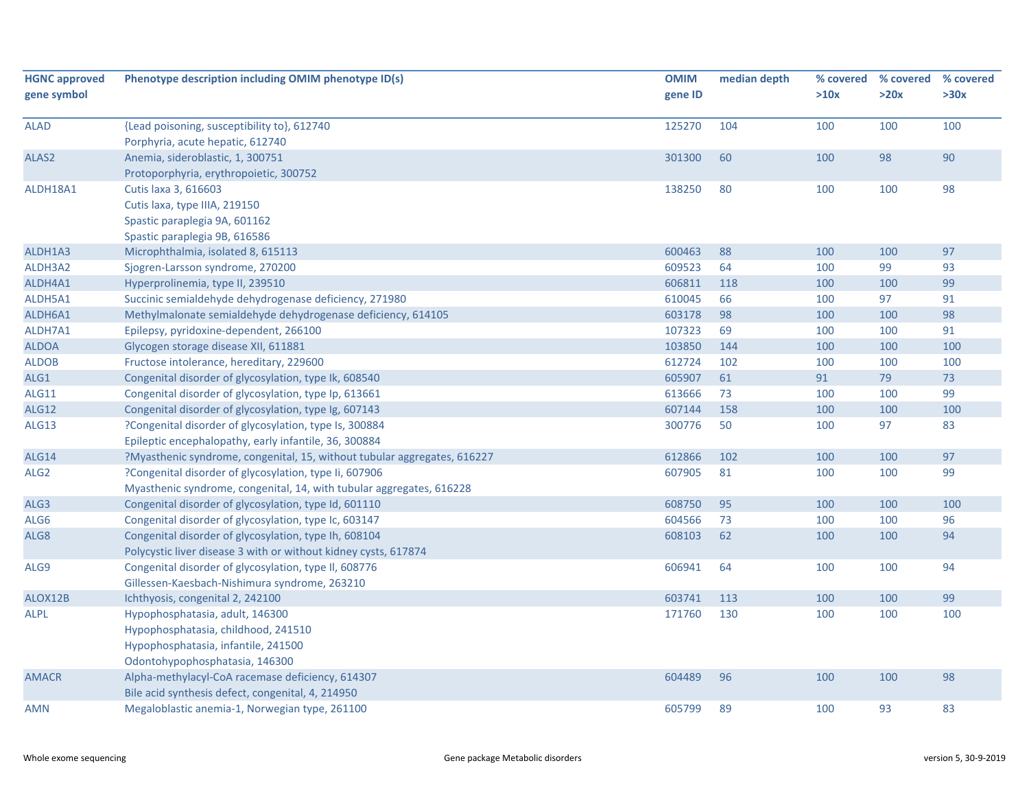| HGNC approved gene symbol | Phenotype description including OMIM phenotype ID(s) | OMIM gene ID | median depth | % covered >10x | % covered >20x | % covered >30x |
|---|---|---|---|---|---|---|
| ALAD | {Lead poisoning, susceptibility to}, 612740<br>Porphyria, acute hepatic, 612740 | 125270 | 104 | 100 | 100 | 100 |
| ALAS2 | Anemia, sideroblastic, 1, 300751<br>Protoporphyria, erythropoietic, 300752 | 301300 | 60 | 100 | 98 | 90 |
| ALDH18A1 | Cutis laxa 3, 616603<br>Cutis laxa, type IIIA, 219150<br>Spastic paraplegia 9A, 601162<br>Spastic paraplegia 9B, 616586 | 138250 | 80 | 100 | 100 | 98 |
| ALDH1A3 | Microphthalmia, isolated 8, 615113 | 600463 | 88 | 100 | 100 | 97 |
| ALDH3A2 | Sjogren-Larsson syndrome, 270200 | 609523 | 64 | 100 | 99 | 93 |
| ALDH4A1 | Hyperprolinemia, type II, 239510 | 606811 | 118 | 100 | 100 | 99 |
| ALDH5A1 | Succinic semialdehyde dehydrogenase deficiency, 271980 | 610045 | 66 | 100 | 97 | 91 |
| ALDH6A1 | Methylmalonate semialdehyde dehydrogenase deficiency, 614105 | 603178 | 98 | 100 | 100 | 98 |
| ALDH7A1 | Epilepsy, pyridoxine-dependent, 266100 | 107323 | 69 | 100 | 100 | 91 |
| ALDOA | Glycogen storage disease XII, 611881 | 103850 | 144 | 100 | 100 | 100 |
| ALDOB | Fructose intolerance, hereditary, 229600 | 612724 | 102 | 100 | 100 | 100 |
| ALG1 | Congenital disorder of glycosylation, type Ik, 608540 | 605907 | 61 | 91 | 79 | 73 |
| ALG11 | Congenital disorder of glycosylation, type Ip, 613661 | 613666 | 73 | 100 | 100 | 99 |
| ALG12 | Congenital disorder of glycosylation, type Ig, 607143 | 607144 | 158 | 100 | 100 | 100 |
| ALG13 | ?Congenital disorder of glycosylation, type Is, 300884<br>Epileptic encephalopathy, early infantile, 36, 300884 | 300776 | 50 | 100 | 97 | 83 |
| ALG14 | ?Myasthenic syndrome, congenital, 15, without tubular aggregates, 616227 | 612866 | 102 | 100 | 100 | 97 |
| ALG2 | ?Congenital disorder of glycosylation, type Ii, 607906<br>Myasthenic syndrome, congenital, 14, with tubular aggregates, 616228 | 607905 | 81 | 100 | 100 | 99 |
| ALG3 | Congenital disorder of glycosylation, type Id, 601110 | 608750 | 95 | 100 | 100 | 100 |
| ALG6 | Congenital disorder of glycosylation, type Ic, 603147 | 604566 | 73 | 100 | 100 | 96 |
| ALG8 | Congenital disorder of glycosylation, type Ih, 608104<br>Polycystic liver disease 3 with or without kidney cysts, 617874 | 608103 | 62 | 100 | 100 | 94 |
| ALG9 | Congenital disorder of glycosylation, type Il, 608776<br>Gillessen-Kaesbach-Nishimura syndrome, 263210 | 606941 | 64 | 100 | 100 | 94 |
| ALOX12B | Ichthyosis, congenital 2, 242100 | 603741 | 113 | 100 | 100 | 99 |
| ALPL | Hypophosphatasia, adult, 146300<br>Hypophosphatasia, childhood, 241510<br>Hypophosphatasia, infantile, 241500<br>Odontohypophosphatasia, 146300 | 171760 | 130 | 100 | 100 | 100 |
| AMACR | Alpha-methylacyl-CoA racemase deficiency, 614307<br>Bile acid synthesis defect, congenital, 4, 214950 | 604489 | 96 | 100 | 100 | 98 |
| AMN | Megaloblastic anemia-1, Norwegian type, 261100 | 605799 | 89 | 100 | 93 | 83 |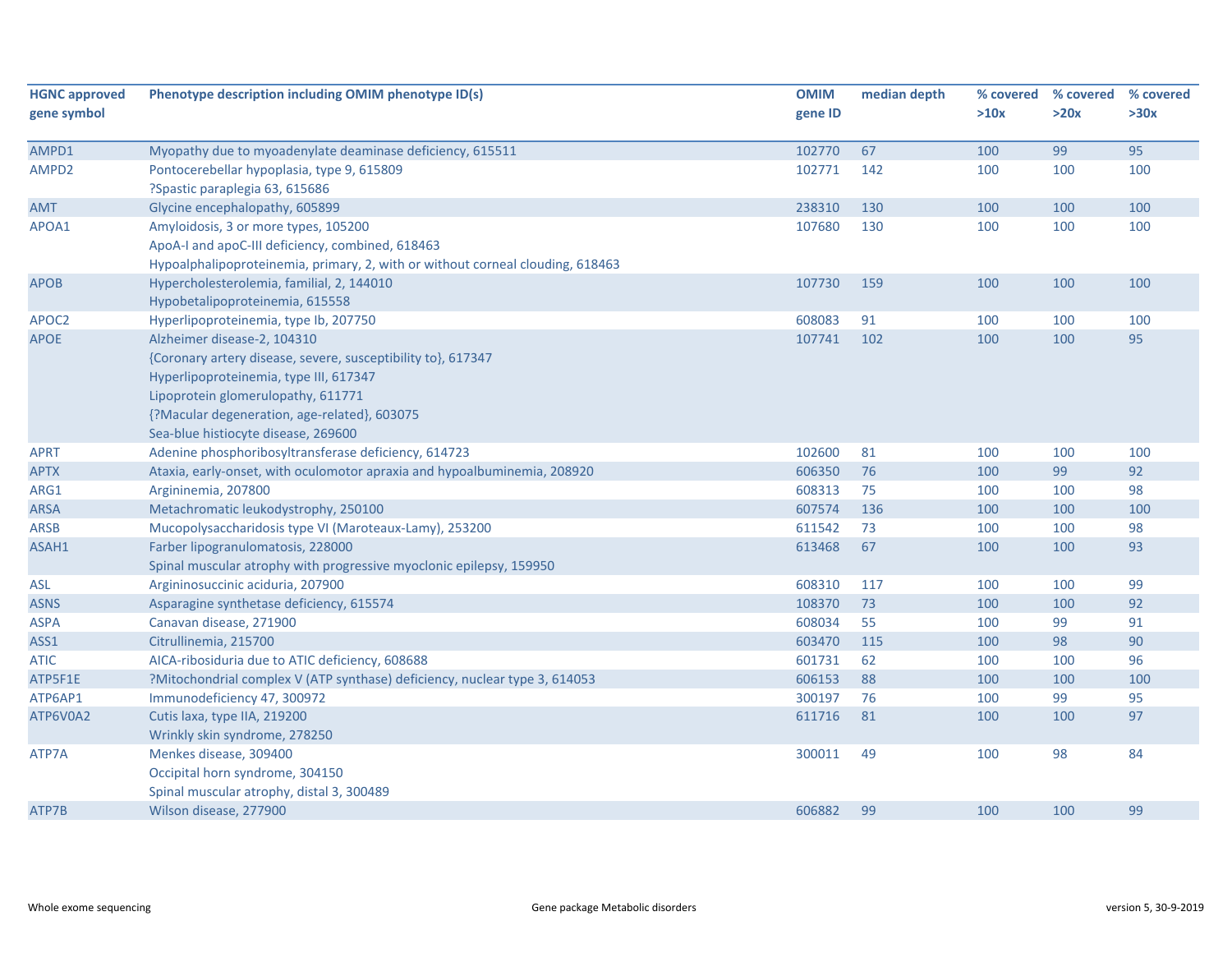| HGNC approved gene symbol | Phenotype description including OMIM phenotype ID(s) | OMIM gene ID | median depth | % covered >10x | % covered >20x | % covered >30x |
|---|---|---|---|---|---|---|
| AMPD1 | Myopathy due to myoadenylate deaminase deficiency, 615511 | 102770 | 67 | 100 | 99 | 95 |
| AMPD2 | Pontocerebellar hypoplasia, type 9, 615809<br>?Spastic paraplegia 63, 615686 | 102771 | 142 | 100 | 100 | 100 |
| AMT | Glycine encephalopathy, 605899 | 238310 | 130 | 100 | 100 | 100 |
| APOA1 | Amyloidosis, 3 or more types, 105200<br>ApoA-I and apoC-III deficiency, combined, 618463<br>Hypoalphalipoproteinemia, primary, 2, with or without corneal clouding, 618463 | 107680 | 130 | 100 | 100 | 100 |
| APOB | Hypercholesterolemia, familial, 2, 144010<br>Hypobetalipoproteinemia, 615558 | 107730 | 159 | 100 | 100 | 100 |
| APOC2 | Hyperlipoproteinemia, type Ib, 207750 | 608083 | 91 | 100 | 100 | 100 |
| APOE | Alzheimer disease-2, 104310<br>{Coronary artery disease, severe, susceptibility to}, 617347<br>Hyperlipoproteinemia, type III, 617347<br>Lipoprotein glomerulopathy, 611771<br>{?Macular degeneration, age-related}, 603075<br>Sea-blue histiocyte disease, 269600 | 107741 | 102 | 100 | 100 | 95 |
| APRT | Adenine phosphoribosyltransferase deficiency, 614723 | 102600 | 81 | 100 | 100 | 100 |
| APTX | Ataxia, early-onset, with oculomotor apraxia and hypoalbuminemia, 208920 | 606350 | 76 | 100 | 99 | 92 |
| ARG1 | Argininemia, 207800 | 608313 | 75 | 100 | 100 | 98 |
| ARSA | Metachromatic leukodystrophy, 250100 | 607574 | 136 | 100 | 100 | 100 |
| ARSB | Mucopolysaccharidosis type VI (Maroteaux-Lamy), 253200 | 611542 | 73 | 100 | 100 | 98 |
| ASAH1 | Farber lipogranulomatosis, 228000<br>Spinal muscular atrophy with progressive myoclonic epilepsy, 159950 | 613468 | 67 | 100 | 100 | 93 |
| ASL | Argininosuccinic aciduria, 207900 | 608310 | 117 | 100 | 100 | 99 |
| ASNS | Asparagine synthetase deficiency, 615574 | 108370 | 73 | 100 | 100 | 92 |
| ASPA | Canavan disease, 271900 | 608034 | 55 | 100 | 99 | 91 |
| ASS1 | Citrullinemia, 215700 | 603470 | 115 | 100 | 98 | 90 |
| ATIC | AICA-ribosiduria due to ATIC deficiency, 608688 | 601731 | 62 | 100 | 100 | 96 |
| ATP5F1E | ?Mitochondrial complex V (ATP synthase) deficiency, nuclear type 3, 614053 | 606153 | 88 | 100 | 100 | 100 |
| ATP6AP1 | Immunodeficiency 47, 300972 | 300197 | 76 | 100 | 99 | 95 |
| ATP6V0A2 | Cutis laxa, type IIA, 219200<br>Wrinkly skin syndrome, 278250 | 611716 | 81 | 100 | 100 | 97 |
| ATP7A | Menkes disease, 309400<br>Occipital horn syndrome, 304150<br>Spinal muscular atrophy, distal 3, 300489 | 300011 | 49 | 100 | 98 | 84 |
| ATP7B | Wilson disease, 277900 | 606882 | 99 | 100 | 100 | 99 |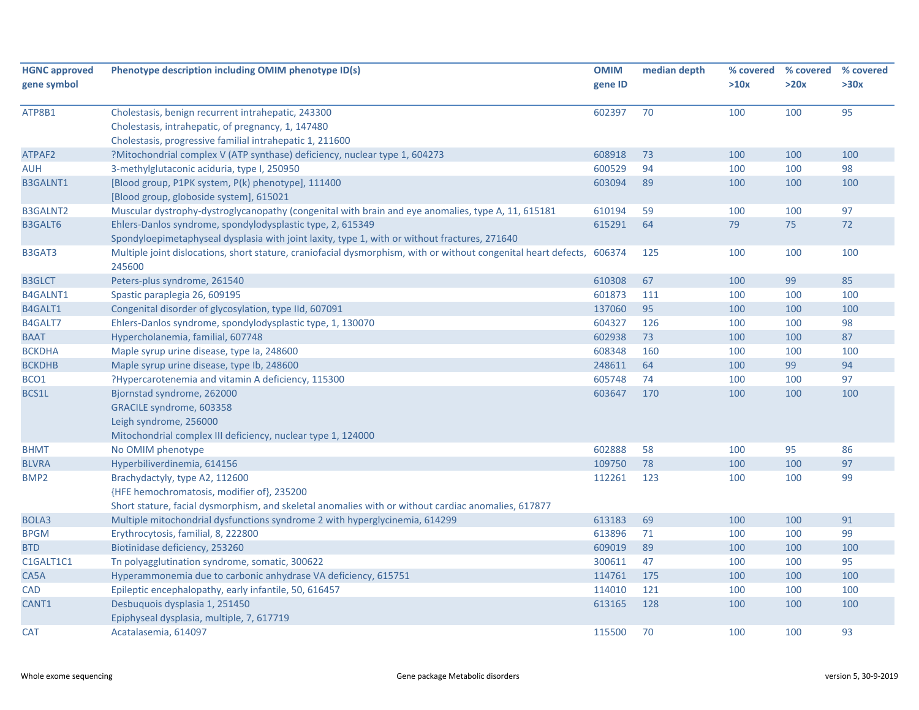| HGNC approved gene symbol | Phenotype description including OMIM phenotype ID(s) | OMIM gene ID | median depth | % covered >10x | % covered >20x | % covered >30x |
|---|---|---|---|---|---|---|
| ATP8B1 | Cholestasis, benign recurrent intrahepatic, 243300<br>Cholestasis, intrahepatic, of pregnancy, 1, 147480<br>Cholestasis, progressive familial intrahepatic 1, 211600 | 602397 | 70 | 100 | 100 | 95 |
| ATPAF2 | ?Mitochondrial complex V (ATP synthase) deficiency, nuclear type 1, 604273 | 608918 | 73 | 100 | 100 | 100 |
| AUH | 3-methylglutaconic aciduria, type I, 250950 | 600529 | 94 | 100 | 100 | 98 |
| B3GALNT1 | [Blood group, P1PK system, P(k) phenotype], 111400<br>[Blood group, globoside system], 615021 | 603094 | 89 | 100 | 100 | 100 |
| B3GALNT2 | Muscular dystrophy-dystroglycanopathy (congenital with brain and eye anomalies, type A, 11, 615181 | 610194 | 59 | 100 | 100 | 97 |
| B3GALT6 | Ehlers-Danlos syndrome, spondylodysplastic type, 2, 615349<br>Spondyloepimetaphyseal dysplasia with joint laxity, type 1, with or without fractures, 271640 | 615291 | 64 | 79 | 75 | 72 |
| B3GAT3 | Multiple joint dislocations, short stature, craniofacial dysmorphism, with or without congenital heart defects, 245600 | 606374 | 125 | 100 | 100 | 100 |
| B3GLCT | Peters-plus syndrome, 261540 | 610308 | 67 | 100 | 99 | 85 |
| B4GALNT1 | Spastic paraplegia 26, 609195 | 601873 | 111 | 100 | 100 | 100 |
| B4GALT1 | Congenital disorder of glycosylation, type IId, 607091 | 137060 | 95 | 100 | 100 | 100 |
| B4GALT7 | Ehlers-Danlos syndrome, spondylodysplastic type, 1, 130070 | 604327 | 126 | 100 | 100 | 98 |
| BAAT | Hypercholanemia, familial, 607748 | 602938 | 73 | 100 | 100 | 87 |
| BCKDHA | Maple syrup urine disease, type Ia, 248600 | 608348 | 160 | 100 | 100 | 100 |
| BCKDHB | Maple syrup urine disease, type Ib, 248600 | 248611 | 64 | 100 | 99 | 94 |
| BCO1 | ?Hypercarotenemia and vitamin A deficiency, 115300 | 605748 | 74 | 100 | 100 | 97 |
| BCS1L | Bjornstad syndrome, 262000<br>GRACILE syndrome, 603358<br>Leigh syndrome, 256000<br>Mitochondrial complex III deficiency, nuclear type 1, 124000 | 603647 | 170 | 100 | 100 | 100 |
| BHMT | No OMIM phenotype | 602888 | 58 | 100 | 95 | 86 |
| BLVRA | Hyperbiliverdinemia, 614156 | 109750 | 78 | 100 | 100 | 97 |
| BMP2 | Brachydactyly, type A2, 112600<br>{HFE hemochromatosis, modifier of}, 235200<br>Short stature, facial dysmorphism, and skeletal anomalies with or without cardiac anomalies, 617877 | 112261 | 123 | 100 | 100 | 99 |
| BOLA3 | Multiple mitochondrial dysfunctions syndrome 2 with hyperglycinemia, 614299 | 613183 | 69 | 100 | 100 | 91 |
| BPGM | Erythrocytosis, familial, 8, 222800 | 613896 | 71 | 100 | 100 | 99 |
| BTD | Biotinidase deficiency, 253260 | 609019 | 89 | 100 | 100 | 100 |
| C1GALT1C1 | Tn polyagglutination syndrome, somatic, 300622 | 300611 | 47 | 100 | 100 | 95 |
| CA5A | Hyperammonemia due to carbonic anhydrase VA deficiency, 615751 | 114761 | 175 | 100 | 100 | 100 |
| CAD | Epileptic encephalopathy, early infantile, 50, 616457 | 114010 | 121 | 100 | 100 | 100 |
| CANT1 | Desbuquois dysplasia 1, 251450<br>Epiphyseal dysplasia, multiple, 7, 617719 | 613165 | 128 | 100 | 100 | 100 |
| CAT | Acatalasemia, 614097 | 115500 | 70 | 100 | 100 | 93 |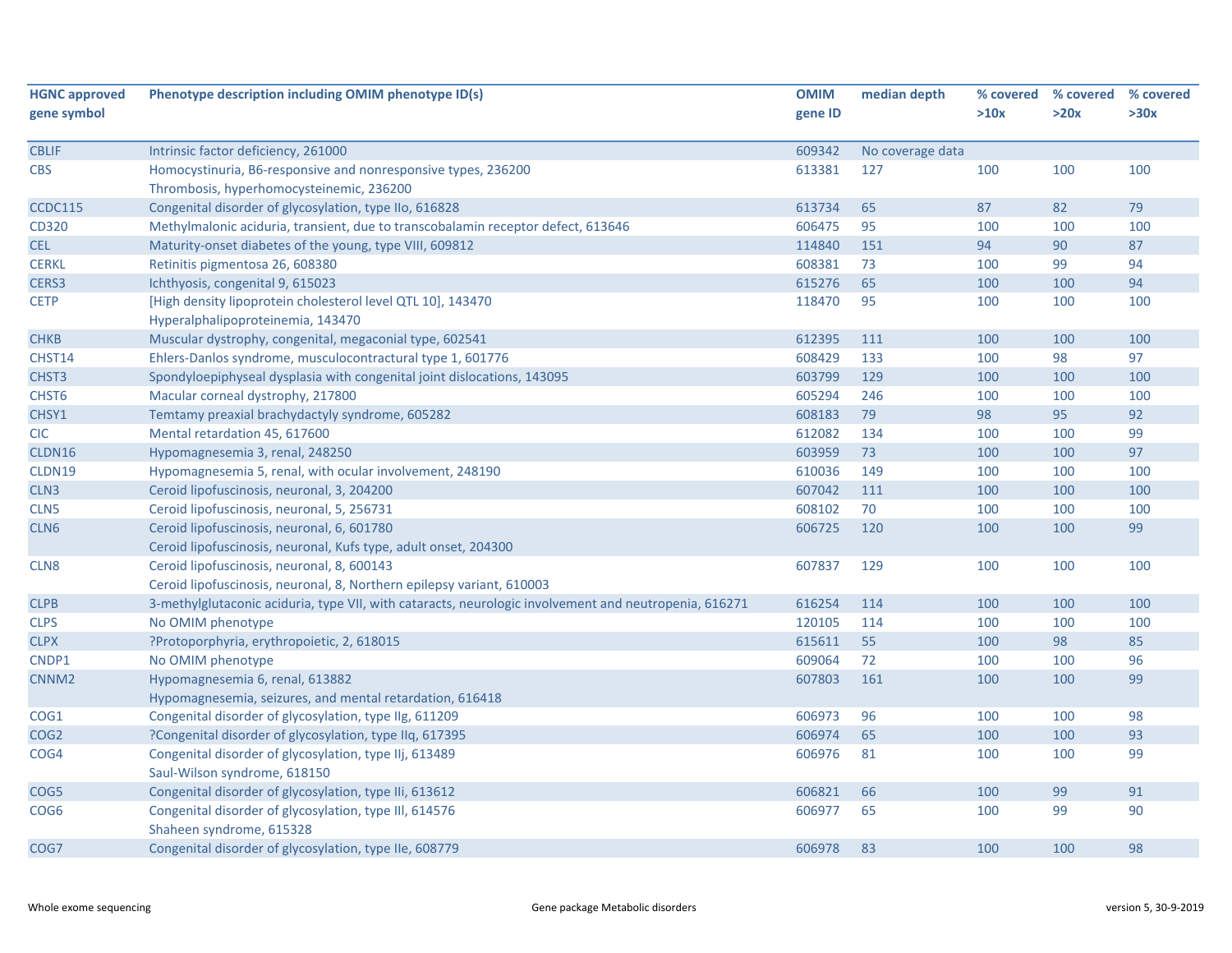| HGNC approved gene symbol | Phenotype description including OMIM phenotype ID(s) | OMIM gene ID | median depth | % covered >10x | % covered >20x | % covered >30x |
|---|---|---|---|---|---|---|
| CBLIF | Intrinsic factor deficiency, 261000 | 609342 | No coverage data | | | |
| CBS | Homocystinuria, B6-responsive and nonresponsive types, 236200<br>Thrombosis, hyperhomocysteinemic, 236200 | 613381 | 127 | 100 | 100 | 100 |
| CCDC115 | Congenital disorder of glycosylation, type IIo, 616828 | 613734 | 65 | 87 | 82 | 79 |
| CD320 | Methylmalonic aciduria, transient, due to transcobalamin receptor defect, 613646 | 606475 | 95 | 100 | 100 | 100 |
| CEL | Maturity-onset diabetes of the young, type VIII, 609812 | 114840 | 151 | 94 | 90 | 87 |
| CERKL | Retinitis pigmentosa 26, 608380 | 608381 | 73 | 100 | 99 | 94 |
| CERS3 | Ichthyosis, congenital 9, 615023 | 615276 | 65 | 100 | 100 | 94 |
| CETP | [High density lipoprotein cholesterol level QTL 10], 143470<br>Hyperalphalipoproteinemia, 143470 | 118470 | 95 | 100 | 100 | 100 |
| CHKB | Muscular dystrophy, congenital, megaconial type, 602541 | 612395 | 111 | 100 | 100 | 100 |
| CHST14 | Ehlers-Danlos syndrome, musculocontractural type 1, 601776 | 608429 | 133 | 100 | 98 | 97 |
| CHST3 | Spondyloepiphyseal dysplasia with congenital joint dislocations, 143095 | 603799 | 129 | 100 | 100 | 100 |
| CHST6 | Macular corneal dystrophy, 217800 | 605294 | 246 | 100 | 100 | 100 |
| CHSY1 | Temtamy preaxial brachydactyly syndrome, 605282 | 608183 | 79 | 98 | 95 | 92 |
| CIC | Mental retardation 45, 617600 | 612082 | 134 | 100 | 100 | 99 |
| CLDN16 | Hypomagnesemia 3, renal, 248250 | 603959 | 73 | 100 | 100 | 97 |
| CLDN19 | Hypomagnesemia 5, renal, with ocular involvement, 248190 | 610036 | 149 | 100 | 100 | 100 |
| CLN3 | Ceroid lipofuscinosis, neuronal, 3, 204200 | 607042 | 111 | 100 | 100 | 100 |
| CLN5 | Ceroid lipofuscinosis, neuronal, 5, 256731 | 608102 | 70 | 100 | 100 | 100 |
| CLN6 | Ceroid lipofuscinosis, neuronal, 6, 601780<br>Ceroid lipofuscinosis, neuronal, Kufs type, adult onset, 204300 | 606725 | 120 | 100 | 100 | 99 |
| CLN8 | Ceroid lipofuscinosis, neuronal, 8, 600143<br>Ceroid lipofuscinosis, neuronal, 8, Northern epilepsy variant, 610003 | 607837 | 129 | 100 | 100 | 100 |
| CLPB | 3-methylglutaconic aciduria, type VII, with cataracts, neurologic involvement and neutropenia, 616271 | 616254 | 114 | 100 | 100 | 100 |
| CLPS | No OMIM phenotype | 120105 | 114 | 100 | 100 | 100 |
| CLPX | ?Protoporphyria, erythropoietic, 2, 618015 | 615611 | 55 | 100 | 98 | 85 |
| CNDP1 | No OMIM phenotype | 609064 | 72 | 100 | 100 | 96 |
| CNNM2 | Hypomagnesemia 6, renal, 613882<br>Hypomagnesemia, seizures, and mental retardation, 616418 | 607803 | 161 | 100 | 100 | 99 |
| COG1 | Congenital disorder of glycosylation, type IIg, 611209 | 606973 | 96 | 100 | 100 | 98 |
| COG2 | ?Congenital disorder of glycosylation, type IIq, 617395 | 606974 | 65 | 100 | 100 | 93 |
| COG4 | Congenital disorder of glycosylation, type IIj, 613489<br>Saul-Wilson syndrome, 618150 | 606976 | 81 | 100 | 100 | 99 |
| COG5 | Congenital disorder of glycosylation, type IIi, 613612 | 606821 | 66 | 100 | 99 | 91 |
| COG6 | Congenital disorder of glycosylation, type III, 614576<br>Shaheen syndrome, 615328 | 606977 | 65 | 100 | 99 | 90 |
| COG7 | Congenital disorder of glycosylation, type IIe, 608779 | 606978 | 83 | 100 | 100 | 98 |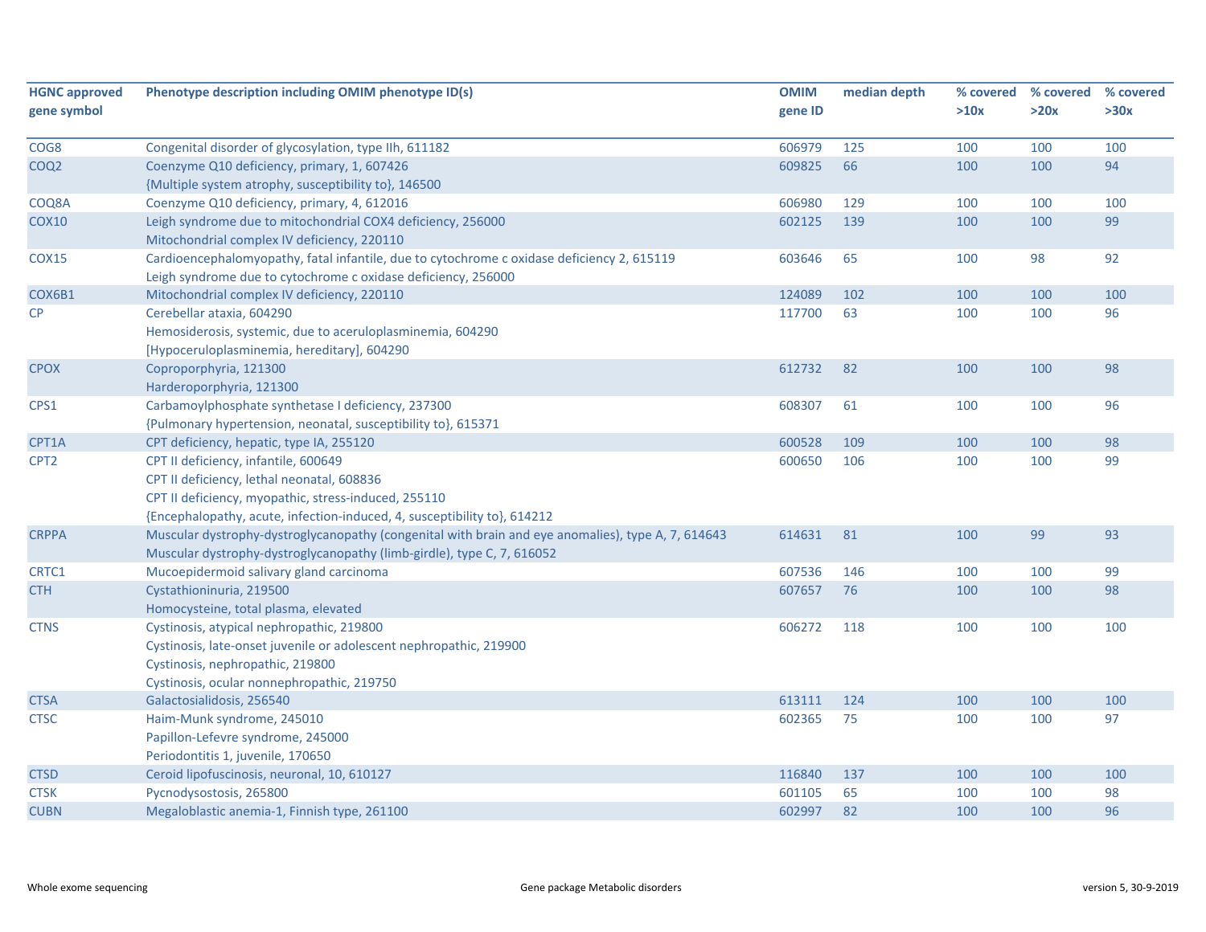| HGNC approved gene symbol | Phenotype description including OMIM phenotype ID(s) | OMIM gene ID | median depth | % covered >10x | % covered >20x | % covered >30x |
|---|---|---|---|---|---|---|
| COG8 | Congenital disorder of glycosylation, type IIh, 611182 | 606979 | 125 | 100 | 100 | 100 |
| COQ2 | Coenzyme Q10 deficiency, primary, 1, 607426<br>{Multiple system atrophy, susceptibility to}, 146500 | 609825 | 66 | 100 | 100 | 94 |
| COQ8A | Coenzyme Q10 deficiency, primary, 4, 612016 | 606980 | 129 | 100 | 100 | 100 |
| COX10 | Leigh syndrome due to mitochondrial COX4 deficiency, 256000<br>Mitochondrial complex IV deficiency, 220110 | 602125 | 139 | 100 | 100 | 99 |
| COX15 | Cardioencephalomyopathy, fatal infantile, due to cytochrome c oxidase deficiency 2, 615119<br>Leigh syndrome due to cytochrome c oxidase deficiency, 256000 | 603646 | 65 | 100 | 98 | 92 |
| COX6B1 | Mitochondrial complex IV deficiency, 220110 | 124089 | 102 | 100 | 100 | 100 |
| CP | Cerebellar ataxia, 604290<br>Hemosiderosis, systemic, due to aceruloplasminemia, 604290<br>[Hypoceruloplasminemia, hereditary], 604290 | 117700 | 63 | 100 | 100 | 96 |
| CPOX | Coproporphyria, 121300<br>Harderoporphyria, 121300 | 612732 | 82 | 100 | 100 | 98 |
| CPS1 | Carbamoylphosphate synthetase I deficiency, 237300<br>{Pulmonary hypertension, neonatal, susceptibility to}, 615371 | 608307 | 61 | 100 | 100 | 96 |
| CPT1A | CPT deficiency, hepatic, type IA, 255120 | 600528 | 109 | 100 | 100 | 98 |
| CPT2 | CPT II deficiency, infantile, 600649<br>CPT II deficiency, lethal neonatal, 608836<br>CPT II deficiency, myopathic, stress-induced, 255110<br>{Encephalopathy, acute, infection-induced, 4, susceptibility to}, 614212 | 600650 | 106 | 100 | 100 | 99 |
| CRPPA | Muscular dystrophy-dystroglycanopathy (congenital with brain and eye anomalies), type A, 7, 614643<br>Muscular dystrophy-dystroglycanopathy (limb-girdle), type C, 7, 616052 | 614631 | 81 | 100 | 99 | 93 |
| CRTC1 | Mucoepidermoid salivary gland carcinoma | 607536 | 146 | 100 | 100 | 99 |
| CTH | Cystathioninuria, 219500<br>Homocysteine, total plasma, elevated | 607657 | 76 | 100 | 100 | 98 |
| CTNS | Cystinosis, atypical nephropathic, 219800<br>Cystinosis, late-onset juvenile or adolescent nephropathic, 219900<br>Cystinosis, nephropathic, 219800<br>Cystinosis, ocular nonnephropathic, 219750 | 606272 | 118 | 100 | 100 | 100 |
| CTSA | Galactosialidosis, 256540 | 613111 | 124 | 100 | 100 | 100 |
| CTSC | Haim-Munk syndrome, 245010<br>Papillon-Lefevre syndrome, 245000<br>Periodontitis 1, juvenile, 170650 | 602365 | 75 | 100 | 100 | 97 |
| CTSD | Ceroid lipofuscinosis, neuronal, 10, 610127 | 116840 | 137 | 100 | 100 | 100 |
| CTSK | Pycnodysostosis, 265800 | 601105 | 65 | 100 | 100 | 98 |
| CUBN | Megaloblastic anemia-1, Finnish type, 261100 | 602997 | 82 | 100 | 100 | 96 |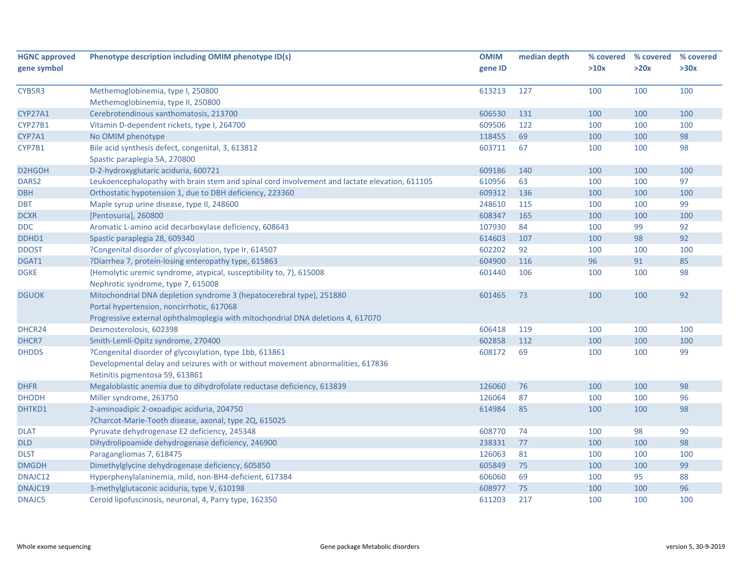| HGNC approved gene symbol | Phenotype description including OMIM phenotype ID(s) | OMIM gene ID | median depth | % covered >10x | % covered >20x | % covered >30x |
|---|---|---|---|---|---|---|
| CYB5R3 | Methemoglobinemia, type I, 250800<br>Methemoglobinemia, type II, 250800 | 613213 | 127 | 100 | 100 | 100 |
| CYP27A1 | Cerebrotendinous xanthomatosis, 213700 | 606530 | 131 | 100 | 100 | 100 |
| CYP27B1 | Vitamin D-dependent rickets, type I, 264700 | 609506 | 122 | 100 | 100 | 100 |
| CYP7A1 | No OMIM phenotype | 118455 | 69 | 100 | 100 | 98 |
| CYP7B1 | Bile acid synthesis defect, congenital, 3, 613812<br>Spastic paraplegia 5A, 270800 | 603711 | 67 | 100 | 100 | 98 |
| D2HGDH | D-2-hydroxyglutaric aciduria, 600721 | 609186 | 140 | 100 | 100 | 100 |
| DARS2 | Leukoencephalopathy with brain stem and spinal cord involvement and lactate elevation, 611105 | 610956 | 63 | 100 | 100 | 97 |
| DBH | Orthostatic hypotension 1, due to DBH deficiency, 223360 | 609312 | 136 | 100 | 100 | 100 |
| DBT | Maple syrup urine disease, type II, 248600 | 248610 | 115 | 100 | 100 | 99 |
| DCXR | [Pentosuria], 260800 | 608347 | 165 | 100 | 100 | 100 |
| DDC | Aromatic L-amino acid decarboxylase deficiency, 608643 | 107930 | 84 | 100 | 99 | 92 |
| DDHD1 | Spastic paraplegia 28, 609340 | 614603 | 107 | 100 | 98 | 92 |
| DDOST | ?Congenital disorder of glycosylation, type Ir, 614507 | 602202 | 92 | 100 | 100 | 100 |
| DGAT1 | ?Diarrhea 7, protein-losing enteropathy type, 615863 | 604900 | 116 | 96 | 91 | 85 |
| DGKE | {Hemolytic uremic syndrome, atypical, susceptibility to, 7}, 615008<br>Nephrotic syndrome, type 7, 615008 | 601440 | 106 | 100 | 100 | 98 |
| DGUOK | Mitochondrial DNA depletion syndrome 3 (hepatocerebral type), 251880<br>Portal hypertension, noncirrhotic, 617068<br>Progressive external ophthalmoplegia with mitochondrial DNA deletions 4, 617070 | 601465 | 73 | 100 | 100 | 92 |
| DHCR24 | Desmosterolosis, 602398 | 606418 | 119 | 100 | 100 | 100 |
| DHCR7 | Smith-Lemli-Opitz syndrome, 270400 | 602858 | 112 | 100 | 100 | 100 |
| DHDDS | ?Congenital disorder of glycosylation, type 1bb, 613861<br>Developmental delay and seizures with or without movement abnormalities, 617836<br>Retinitis pigmentosa 59, 613861 | 608172 | 69 | 100 | 100 | 99 |
| DHFR | Megaloblastic anemia due to dihydrofolate reductase deficiency, 613839 | 126060 | 76 | 100 | 100 | 98 |
| DHODH | Miller syndrome, 263750 | 126064 | 87 | 100 | 100 | 96 |
| DHTKD1 | 2-aminoadipic 2-oxoadipic aciduria, 204750<br>?Charcot-Marie-Tooth disease, axonal, type 2Q, 615025 | 614984 | 85 | 100 | 100 | 98 |
| DLAT | Pyruvate dehydrogenase E2 deficiency, 245348 | 608770 | 74 | 100 | 98 | 90 |
| DLD | Dihydrolipoamide dehydrogenase deficiency, 246900 | 238331 | 77 | 100 | 100 | 98 |
| DLST | Paragangliomas 7, 618475 | 126063 | 81 | 100 | 100 | 100 |
| DMGDH | Dimethylglycine dehydrogenase deficiency, 605850 | 605849 | 75 | 100 | 100 | 99 |
| DNAJC12 | Hyperphenylalaninemia, mild, non-BH4-deficient, 617384 | 606060 | 69 | 100 | 95 | 88 |
| DNAJC19 | 3-methylglutaconic aciduria, type V, 610198 | 608977 | 75 | 100 | 100 | 96 |
| DNAJC5 | Ceroid lipofuscinosis, neuronal, 4, Parry type, 162350 | 611203 | 217 | 100 | 100 | 100 |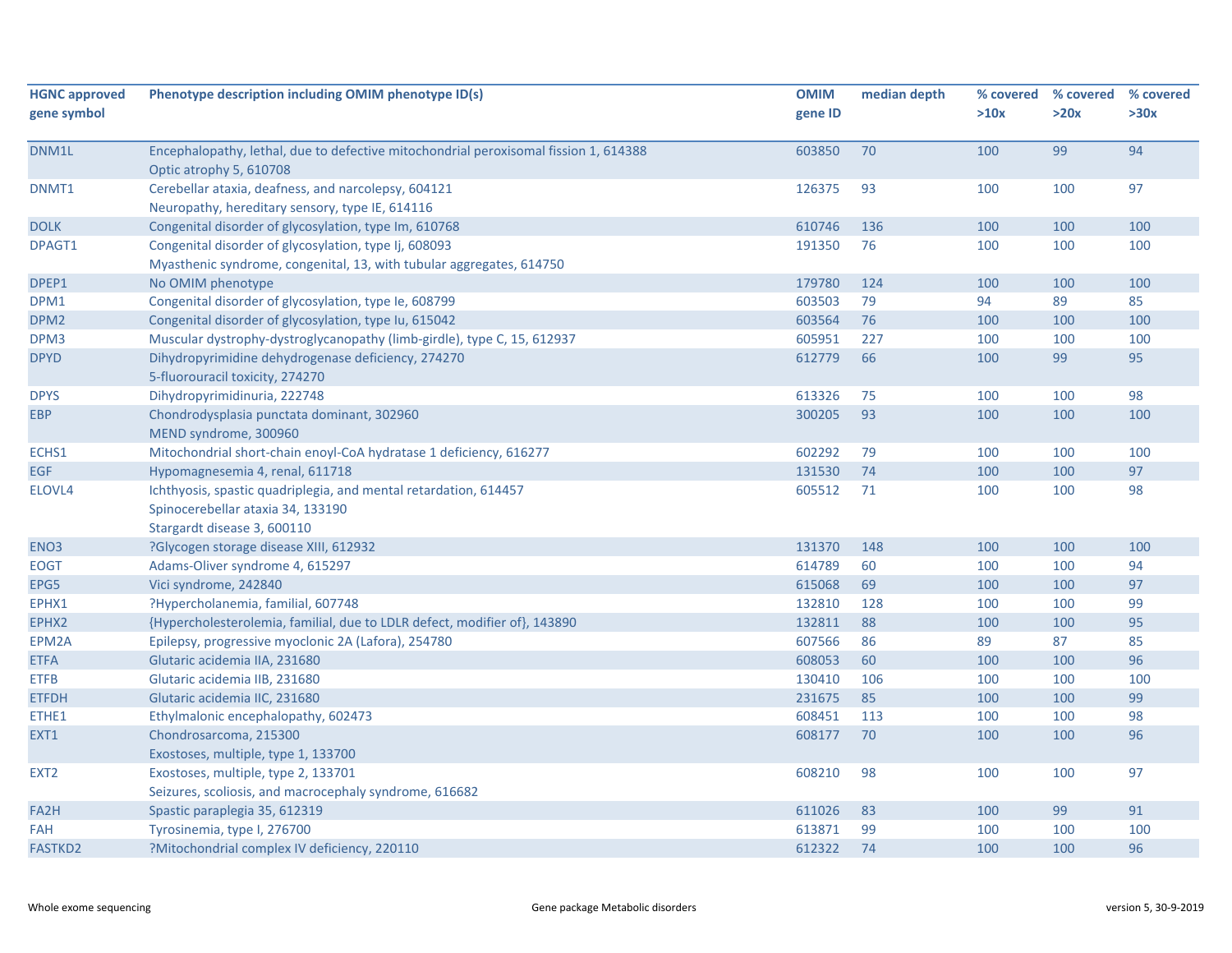| HGNC approved gene symbol | Phenotype description including OMIM phenotype ID(s) | OMIM gene ID | median depth | % covered >10x | % covered >20x | % covered >30x |
|---|---|---|---|---|---|---|
| DNM1L | Encephalopathy, lethal, due to defective mitochondrial peroxisomal fission 1, 614388<br>Optic atrophy 5, 610708 | 603850 | 70 | 100 | 99 | 94 |
| DNMT1 | Cerebellar ataxia, deafness, and narcolepsy, 604121<br>Neuropathy, hereditary sensory, type IE, 614116 | 126375 | 93 | 100 | 100 | 97 |
| DOLK | Congenital disorder of glycosylation, type Im, 610768 | 610746 | 136 | 100 | 100 | 100 |
| DPAGT1 | Congenital disorder of glycosylation, type Ij, 608093<br>Myasthenic syndrome, congenital, 13, with tubular aggregates, 614750 | 191350 | 76 | 100 | 100 | 100 |
| DPEP1 | No OMIM phenotype | 179780 | 124 | 100 | 100 | 100 |
| DPM1 | Congenital disorder of glycosylation, type Ie, 608799 | 603503 | 79 | 94 | 89 | 85 |
| DPM2 | Congenital disorder of glycosylation, type Iu, 615042 | 603564 | 76 | 100 | 100 | 100 |
| DPM3 | Muscular dystrophy-dystroglycanopathy (limb-girdle), type C, 15, 612937 | 605951 | 227 | 100 | 100 | 100 |
| DPYD | Dihydropyrimidine dehydrogenase deficiency, 274270<br>5-fluorouracil toxicity, 274270 | 612779 | 66 | 100 | 99 | 95 |
| DPYS | Dihydropyrimidinuria, 222748 | 613326 | 75 | 100 | 100 | 98 |
| EBP | Chondrodysplasia punctata dominant, 302960<br>MEND syndrome, 300960 | 300205 | 93 | 100 | 100 | 100 |
| ECHS1 | Mitochondrial short-chain enoyl-CoA hydratase 1 deficiency, 616277 | 602292 | 79 | 100 | 100 | 100 |
| EGF | Hypomagnesemia 4, renal, 611718 | 131530 | 74 | 100 | 100 | 97 |
| ELOVL4 | Ichthyosis, spastic quadriplegia, and mental retardation, 614457<br>Spinocerebellar ataxia 34, 133190<br>Stargardt disease 3, 600110 | 605512 | 71 | 100 | 100 | 98 |
| ENO3 | ?Glycogen storage disease XIII, 612932 | 131370 | 148 | 100 | 100 | 100 |
| EOGT | Adams-Oliver syndrome 4, 615297 | 614789 | 60 | 100 | 100 | 94 |
| EPG5 | Vici syndrome, 242840 | 615068 | 69 | 100 | 100 | 97 |
| EPHX1 | ?Hypercholanemia, familial, 607748 | 132810 | 128 | 100 | 100 | 99 |
| EPHX2 | {Hypercholesterolemia, familial, due to LDLR defect, modifier of}, 143890 | 132811 | 88 | 100 | 100 | 95 |
| EPM2A | Epilepsy, progressive myoclonic 2A (Lafora), 254780 | 607566 | 86 | 89 | 87 | 85 |
| ETFA | Glutaric acidemia IIA, 231680 | 608053 | 60 | 100 | 100 | 96 |
| ETFB | Glutaric acidemia IIB, 231680 | 130410 | 106 | 100 | 100 | 100 |
| ETFDH | Glutaric acidemia IIC, 231680 | 231675 | 85 | 100 | 100 | 99 |
| ETHE1 | Ethylmalonic encephalopathy, 602473 | 608451 | 113 | 100 | 100 | 98 |
| EXT1 | Chondrosarcoma, 215300<br>Exostoses, multiple, type 1, 133700 | 608177 | 70 | 100 | 100 | 96 |
| EXT2 | Exostoses, multiple, type 2, 133701<br>Seizures, scoliosis, and macrocephaly syndrome, 616682 | 608210 | 98 | 100 | 100 | 97 |
| FA2H | Spastic paraplegia 35, 612319 | 611026 | 83 | 100 | 99 | 91 |
| FAH | Tyrosinemia, type I, 276700 | 613871 | 99 | 100 | 100 | 100 |
| FASTKD2 | ?Mitochondrial complex IV deficiency, 220110 | 612322 | 74 | 100 | 100 | 96 |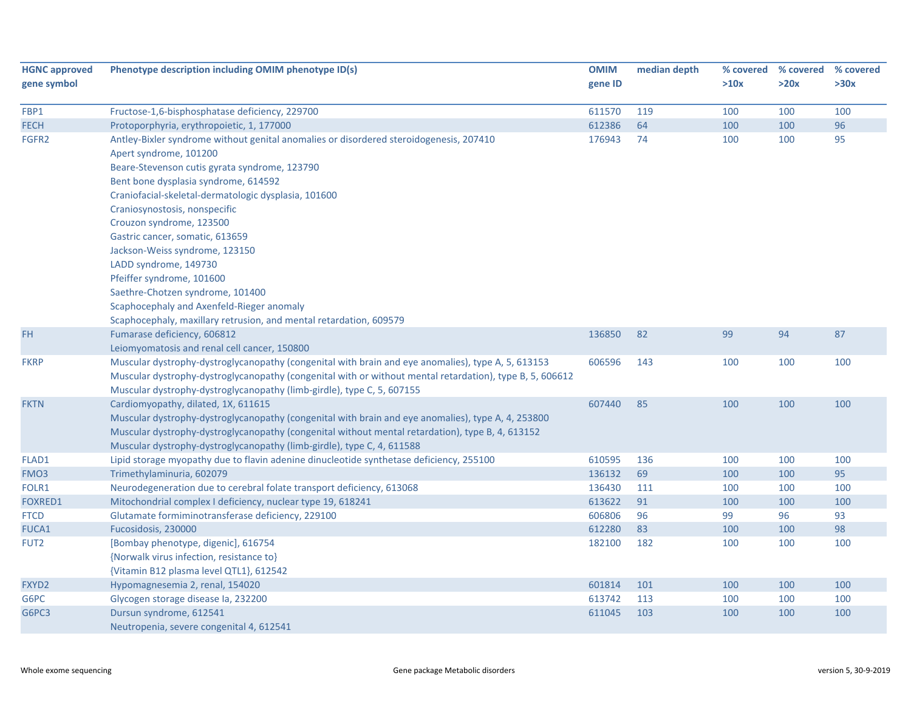| HGNC approved gene symbol | Phenotype description including OMIM phenotype ID(s) | OMIM gene ID | median depth | % covered >10x | % covered >20x | % covered >30x |
|---|---|---|---|---|---|---|
| FBP1 | Fructose-1,6-bisphosphatase deficiency, 229700 | 611570 | 119 | 100 | 100 | 100 |
| FECH | Protoporphyria, erythropoietic, 1, 177000 | 612386 | 64 | 100 | 100 | 96 |
| FGFR2 | Antley-Bixler syndrome without genital anomalies or disordered steroidogenesis, 207410<br>Apert syndrome, 101200<br>Beare-Stevenson cutis gyrata syndrome, 123790<br>Bent bone dysplasia syndrome, 614592<br>Craniofacial-skeletal-dermatologic dysplasia, 101600<br>Craniosynostosis, nonspecific<br>Crouzon syndrome, 123500<br>Gastric cancer, somatic, 613659<br>Jackson-Weiss syndrome, 123150<br>LADD syndrome, 149730<br>Pfeiffer syndrome, 101600<br>Saethre-Chotzen syndrome, 101400<br>Scaphocephaly and Axenfeld-Rieger anomaly<br>Scaphocephaly, maxillary retrusion, and mental retardation, 609579 | 176943 | 74 | 100 | 100 | 95 |
| FH | Fumarase deficiency, 606812<br>Leiomyomatosis and renal cell cancer, 150800 | 136850 | 82 | 99 | 94 | 87 |
| FKRP | Muscular dystrophy-dystroglycanopathy (congenital with brain and eye anomalies), type A, 5, 613153<br>Muscular dystrophy-dystroglycanopathy (congenital with or without mental retardation), type B, 5, 606612<br>Muscular dystrophy-dystroglycanopathy (limb-girdle), type C, 5, 607155 | 606596 | 143 | 100 | 100 | 100 |
| FKTN | Cardiomyopathy, dilated, 1X, 611615<br>Muscular dystrophy-dystroglycanopathy (congenital with brain and eye anomalies), type A, 4, 253800<br>Muscular dystrophy-dystroglycanopathy (congenital without mental retardation), type B, 4, 613152<br>Muscular dystrophy-dystroglycanopathy (limb-girdle), type C, 4, 611588 | 607440 | 85 | 100 | 100 | 100 |
| FLAD1 | Lipid storage myopathy due to flavin adenine dinucleotide synthetase deficiency, 255100 | 610595 | 136 | 100 | 100 | 100 |
| FMO3 | Trimethylaminuria, 602079 | 136132 | 69 | 100 | 100 | 95 |
| FOLR1 | Neurodegeneration due to cerebral folate transport deficiency, 613068 | 136430 | 111 | 100 | 100 | 100 |
| FOXRED1 | Mitochondrial complex I deficiency, nuclear type 19, 618241 | 613622 | 91 | 100 | 100 | 100 |
| FTCD | Glutamate formiminotransferase deficiency, 229100 | 606806 | 96 | 99 | 96 | 93 |
| FUCA1 | Fucosidosis, 230000 | 612280 | 83 | 100 | 100 | 98 |
| FUT2 | [Bombay phenotype, digenic], 616754<br>{Norwalk virus infection, resistance to}<br>{Vitamin B12 plasma level QTL1}, 612542 | 182100 | 182 | 100 | 100 | 100 |
| FXYD2 | Hypomagnesemia 2, renal, 154020 | 601814 | 101 | 100 | 100 | 100 |
| G6PC | Glycogen storage disease Ia, 232200 | 613742 | 113 | 100 | 100 | 100 |
| G6PC3 | Dursun syndrome, 612541<br>Neutropenia, severe congenital 4, 612541 | 611045 | 103 | 100 | 100 | 100 |

Whole exome sequencing — Gene package Metabolic disorders — version 5, 30-9-2019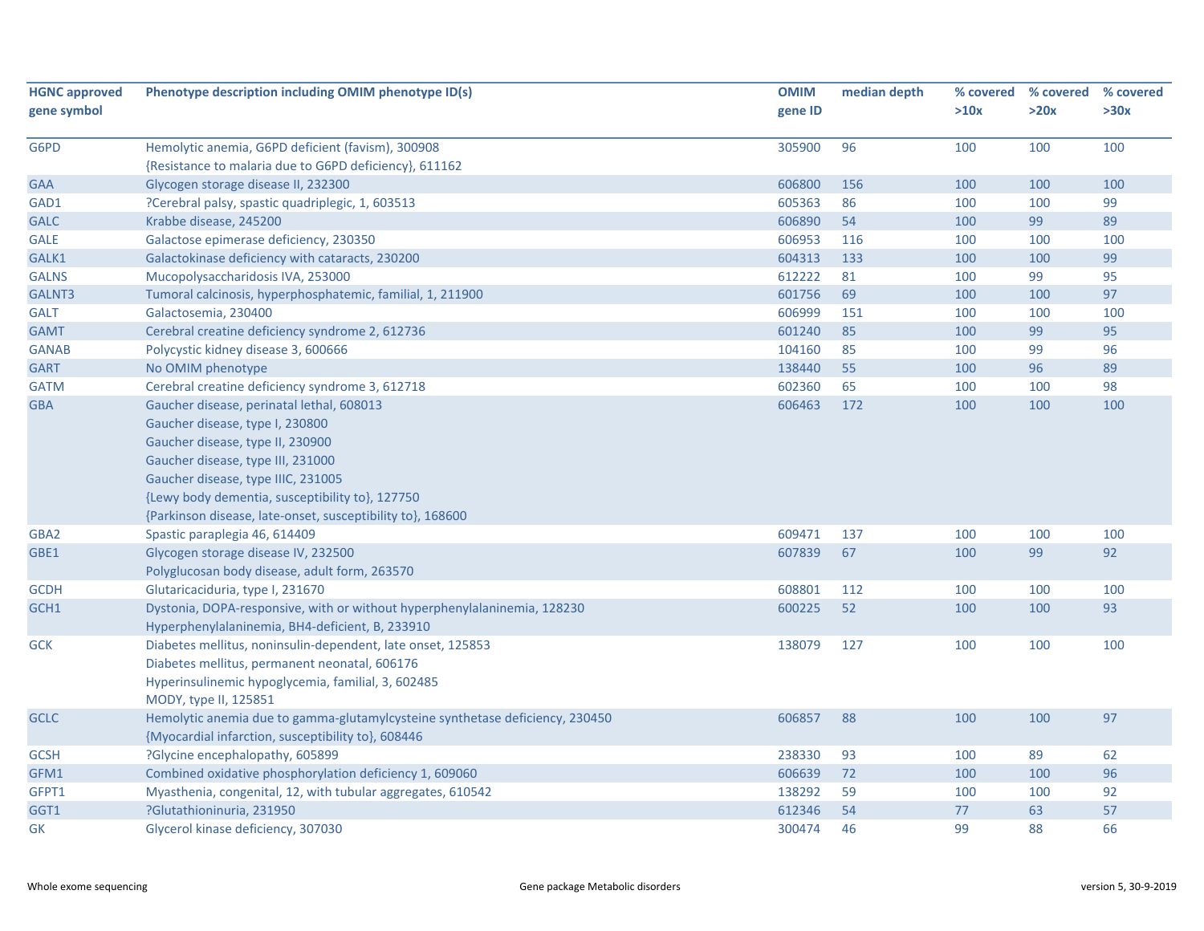| HGNC approved gene symbol | Phenotype description including OMIM phenotype ID(s) | OMIM gene ID | median depth | % covered >10x | % covered >20x | % covered >30x |
|---|---|---|---|---|---|---|
| G6PD | Hemolytic anemia, G6PD deficient (favism), 300908<br>{Resistance to malaria due to G6PD deficiency}, 611162 | 305900 | 96 | 100 | 100 | 100 |
| GAA | Glycogen storage disease II, 232300 | 606800 | 156 | 100 | 100 | 100 |
| GAD1 | ?Cerebral palsy, spastic quadriplegic, 1, 603513 | 605363 | 86 | 100 | 100 | 99 |
| GALC | Krabbe disease, 245200 | 606890 | 54 | 100 | 99 | 89 |
| GALE | Galactose epimerase deficiency, 230350 | 606953 | 116 | 100 | 100 | 100 |
| GALK1 | Galactokinase deficiency with cataracts, 230200 | 604313 | 133 | 100 | 100 | 99 |
| GALNS | Mucopolysaccharidosis IVA, 253000 | 612222 | 81 | 100 | 99 | 95 |
| GALNT3 | Tumoral calcinosis, hyperphosphatemic, familial, 1, 211900 | 601756 | 69 | 100 | 100 | 97 |
| GALT | Galactosemia, 230400 | 606999 | 151 | 100 | 100 | 100 |
| GAMT | Cerebral creatine deficiency syndrome 2, 612736 | 601240 | 85 | 100 | 99 | 95 |
| GANAB | Polycystic kidney disease 3, 600666 | 104160 | 85 | 100 | 99 | 96 |
| GART | No OMIM phenotype | 138440 | 55 | 100 | 96 | 89 |
| GATM | Cerebral creatine deficiency syndrome 3, 612718 | 602360 | 65 | 100 | 100 | 98 |
| GBA | Gaucher disease, perinatal lethal, 608013<br>Gaucher disease, type I, 230800<br>Gaucher disease, type II, 230900<br>Gaucher disease, type III, 231000<br>Gaucher disease, type IIIC, 231005<br>{Lewy body dementia, susceptibility to}, 127750<br>{Parkinson disease, late-onset, susceptibility to}, 168600 | 606463 | 172 | 100 | 100 | 100 |
| GBA2 | Spastic paraplegia 46, 614409 | 609471 | 137 | 100 | 100 | 100 |
| GBE1 | Glycogen storage disease IV, 232500<br>Polyglucosan body disease, adult form, 263570 | 607839 | 67 | 100 | 99 | 92 |
| GCDH | Glutaricaciduria, type I, 231670 | 608801 | 112 | 100 | 100 | 100 |
| GCH1 | Dystonia, DOPA-responsive, with or without hyperphenylalaninemia, 128230<br>Hyperphenylalaninemia, BH4-deficient, B, 233910 | 600225 | 52 | 100 | 100 | 93 |
| GCK | Diabetes mellitus, noninsulin-dependent, late onset, 125853<br>Diabetes mellitus, permanent neonatal, 606176<br>Hyperinsulinemic hypoglycemia, familial, 3, 602485<br>MODY, type II, 125851 | 138079 | 127 | 100 | 100 | 100 |
| GCLC | Hemolytic anemia due to gamma-glutamylcysteine synthetase deficiency, 230450<br>{Myocardial infarction, susceptibility to}, 608446 | 606857 | 88 | 100 | 100 | 97 |
| GCSH | ?Glycine encephalopathy, 605899 | 238330 | 93 | 100 | 89 | 62 |
| GFM1 | Combined oxidative phosphorylation deficiency 1, 609060 | 606639 | 72 | 100 | 100 | 96 |
| GFPT1 | Myasthenia, congenital, 12, with tubular aggregates, 610542 | 138292 | 59 | 100 | 100 | 92 |
| GGT1 | ?Glutathioninuria, 231950 | 612346 | 54 | 77 | 63 | 57 |
| GK | Glycerol kinase deficiency, 307030 | 300474 | 46 | 99 | 88 | 66 |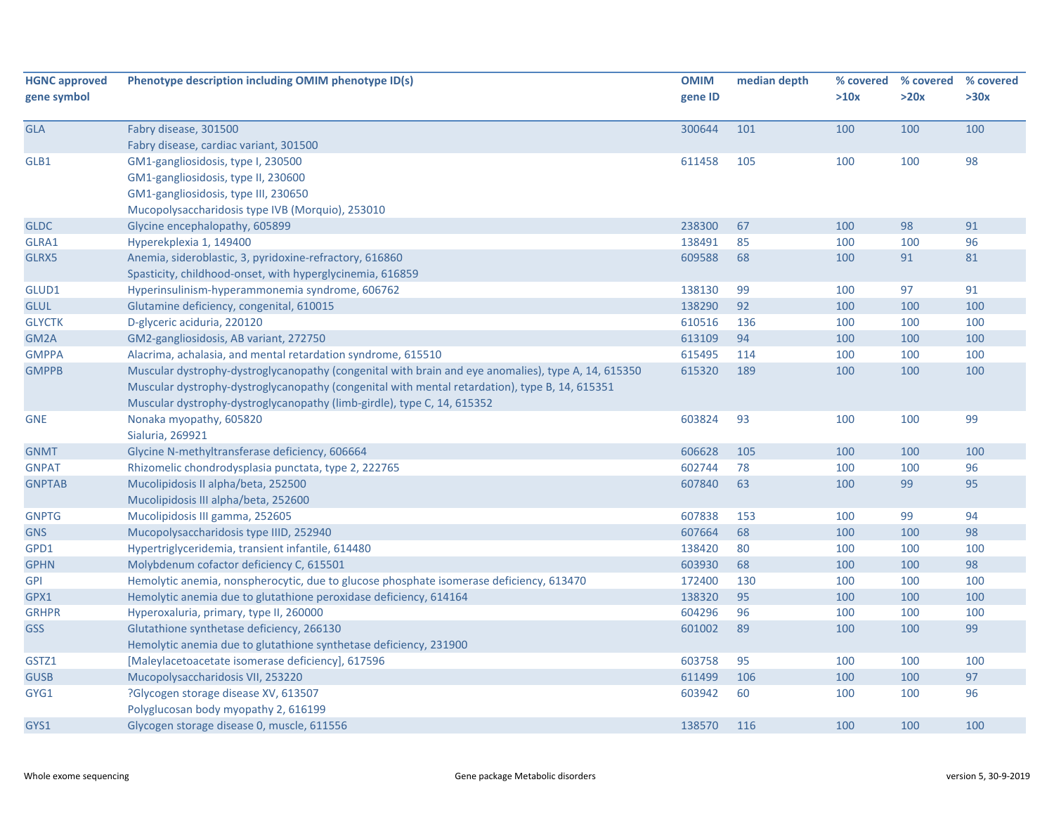| HGNC approved gene symbol | Phenotype description including OMIM phenotype ID(s) | OMIM gene ID | median depth | % covered >10x | % covered >20x | % covered >30x |
|---|---|---|---|---|---|---|
| GLA | Fabry disease, 301500<br>Fabry disease, cardiac variant, 301500 | 300644 | 101 | 100 | 100 | 100 |
| GLB1 | GM1-gangliosidosis, type I, 230500<br>GM1-gangliosidosis, type II, 230600<br>GM1-gangliosidosis, type III, 230650<br>Mucopolysaccharidosis type IVB (Morquio), 253010 | 611458 | 105 | 100 | 100 | 98 |
| GLDC | Glycine encephalopathy, 605899 | 238300 | 67 | 100 | 98 | 91 |
| GLRA1 | Hyperekplexia 1, 149400 | 138491 | 85 | 100 | 100 | 96 |
| GLRX5 | Anemia, sideroblastic, 3, pyridoxine-refractory, 616860<br>Spasticity, childhood-onset, with hyperglycinemia, 616859 | 609588 | 68 | 100 | 91 | 81 |
| GLUD1 | Hyperinsulinism-hyperammonemia syndrome, 606762 | 138130 | 99 | 100 | 97 | 91 |
| GLUL | Glutamine deficiency, congenital, 610015 | 138290 | 92 | 100 | 100 | 100 |
| GLYCTK | D-glyceric aciduria, 220120 | 610516 | 136 | 100 | 100 | 100 |
| GM2A | GM2-gangliosidosis, AB variant, 272750 | 613109 | 94 | 100 | 100 | 100 |
| GMPPA | Alacrima, achalasia, and mental retardation syndrome, 615510 | 615495 | 114 | 100 | 100 | 100 |
| GMPPB | Muscular dystrophy-dystroglycanopathy (congenital with brain and eye anomalies), type A, 14, 615350<br>Muscular dystrophy-dystroglycanopathy (congenital with mental retardation), type B, 14, 615351<br>Muscular dystrophy-dystroglycanopathy (limb-girdle), type C, 14, 615352 | 615320 | 189 | 100 | 100 | 100 |
| GNE | Nonaka myopathy, 605820<br>Sialuria, 269921 | 603824 | 93 | 100 | 100 | 99 |
| GNMT | Glycine N-methyltransferase deficiency, 606664 | 606628 | 105 | 100 | 100 | 100 |
| GNPAT | Rhizomelic chondrodysplasia punctata, type 2, 222765 | 602744 | 78 | 100 | 100 | 96 |
| GNPTAB | Mucolipidosis II alpha/beta, 252500<br>Mucolipidosis III alpha/beta, 252600 | 607840 | 63 | 100 | 99 | 95 |
| GNPTG | Mucolipidosis III gamma, 252605 | 607838 | 153 | 100 | 99 | 94 |
| GNS | Mucopolysaccharidosis type IIID, 252940 | 607664 | 68 | 100 | 100 | 98 |
| GPD1 | Hypertriglyceridemia, transient infantile, 614480 | 138420 | 80 | 100 | 100 | 100 |
| GPHN | Molybdenum cofactor deficiency C, 615501 | 603930 | 68 | 100 | 100 | 98 |
| GPI | Hemolytic anemia, nonspherocytic, due to glucose phosphate isomerase deficiency, 613470 | 172400 | 130 | 100 | 100 | 100 |
| GPX1 | Hemolytic anemia due to glutathione peroxidase deficiency, 614164 | 138320 | 95 | 100 | 100 | 100 |
| GRHPR | Hyperoxaluria, primary, type II, 260000 | 604296 | 96 | 100 | 100 | 100 |
| GSS | Glutathione synthetase deficiency, 266130<br>Hemolytic anemia due to glutathione synthetase deficiency, 231900 | 601002 | 89 | 100 | 100 | 99 |
| GSTZ1 | [Maleylacetoacetate isomerase deficiency], 617596 | 603758 | 95 | 100 | 100 | 100 |
| GUSB | Mucopolysaccharidosis VII, 253220 | 611499 | 106 | 100 | 100 | 97 |
| GYG1 | ?Glycogen storage disease XV, 613507<br>Polyglucosan body myopathy 2, 616199 | 603942 | 60 | 100 | 100 | 96 |
| GYS1 | Glycogen storage disease 0, muscle, 611556 | 138570 | 116 | 100 | 100 | 100 |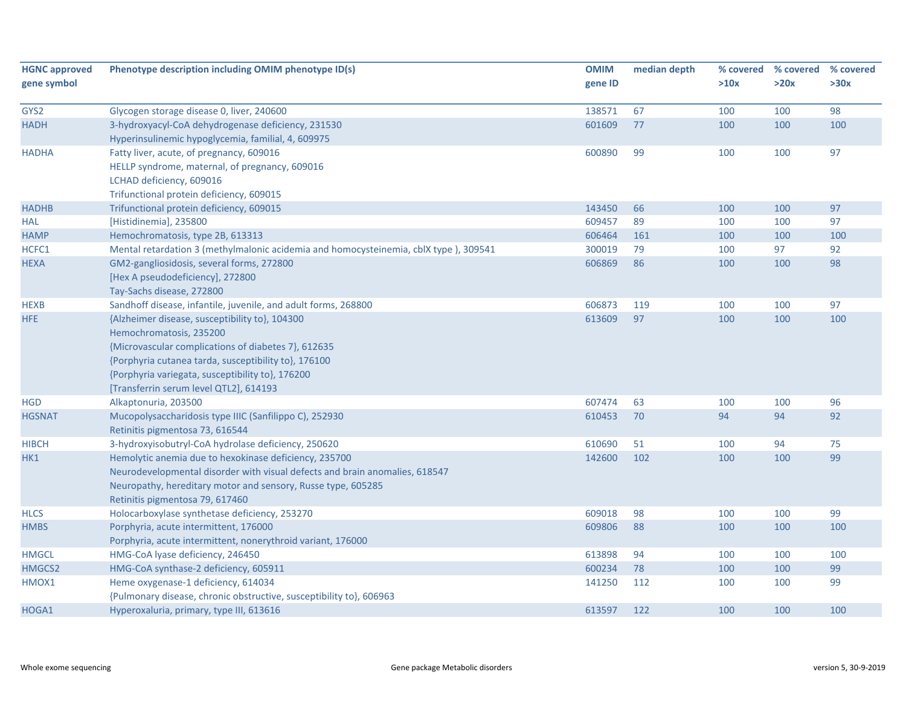| HGNC approved gene symbol | Phenotype description including OMIM phenotype ID(s) | OMIM gene ID | median depth | % covered >10x | % covered >20x | % covered >30x |
|---|---|---|---|---|---|---|
| GYS2 | Glycogen storage disease 0, liver, 240600 | 138571 | 67 | 100 | 100 | 98 |
| HADH | 3-hydroxyacyl-CoA dehydrogenase deficiency, 231530<br>Hyperinsulinemic hypoglycemia, familial, 4, 609975 | 601609 | 77 | 100 | 100 | 100 |
| HADHA | Fatty liver, acute, of pregnancy, 609016<br>HELLP syndrome, maternal, of pregnancy, 609016<br>LCHAD deficiency, 609016<br>Trifunctional protein deficiency, 609015 | 600890 | 99 | 100 | 100 | 97 |
| HADHB | Trifunctional protein deficiency, 609015 | 143450 | 66 | 100 | 100 | 97 |
| HAL | [Histidinemia], 235800 | 609457 | 89 | 100 | 100 | 97 |
| HAMP | Hemochromatosis, type 2B, 613313 | 606464 | 161 | 100 | 100 | 100 |
| HCFC1 | Mental retardation 3 (methylmalonic acidemia and homocysteinemia, cblX type ), 309541 | 300019 | 79 | 100 | 97 | 92 |
| HEXA | GM2-gangliosidosis, several forms, 272800<br>[Hex A pseudodeficiency], 272800<br>Tay-Sachs disease, 272800 | 606869 | 86 | 100 | 100 | 98 |
| HEXB | Sandhoff disease, infantile, juvenile, and adult forms, 268800 | 606873 | 119 | 100 | 100 | 97 |
| HFE | {Alzheimer disease, susceptibility to}, 104300<br>Hemochromatosis, 235200<br>{Microvascular complications of diabetes 7}, 612635<br>{Porphyria cutanea tarda, susceptibility to}, 176100<br>{Porphyria variegata, susceptibility to}, 176200<br>[Transferrin serum level QTL2], 614193 | 613609 | 97 | 100 | 100 | 100 |
| HGD | Alkaptonuria, 203500 | 607474 | 63 | 100 | 100 | 96 |
| HGSNAT | Mucopolysaccharidosis type IIIC (Sanfilippo C), 252930<br>Retinitis pigmentosa 73, 616544 | 610453 | 70 | 94 | 94 | 92 |
| HIBCH | 3-hydroxyisobutryl-CoA hydrolase deficiency, 250620 | 610690 | 51 | 100 | 94 | 75 |
| HK1 | Hemolytic anemia due to hexokinase deficiency, 235700<br>Neurodevelopmental disorder with visual defects and brain anomalies, 618547<br>Neuropathy, hereditary motor and sensory, Russe type, 605285<br>Retinitis pigmentosa 79, 617460 | 142600 | 102 | 100 | 100 | 99 |
| HLCS | Holocarboxylase synthetase deficiency, 253270 | 609018 | 98 | 100 | 100 | 99 |
| HMBS | Porphyria, acute intermittent, 176000<br>Porphyria, acute intermittent, nonerythroid variant, 176000 | 609806 | 88 | 100 | 100 | 100 |
| HMGCL | HMG-CoA lyase deficiency, 246450 | 613898 | 94 | 100 | 100 | 100 |
| HMGCS2 | HMG-CoA synthase-2 deficiency, 605911 | 600234 | 78 | 100 | 100 | 99 |
| HMOX1 | Heme oxygenase-1 deficiency, 614034<br>{Pulmonary disease, chronic obstructive, susceptibility to}, 606963 | 141250 | 112 | 100 | 100 | 99 |
| HOGA1 | Hyperoxaluria, primary, type III, 613616 | 613597 | 122 | 100 | 100 | 100 |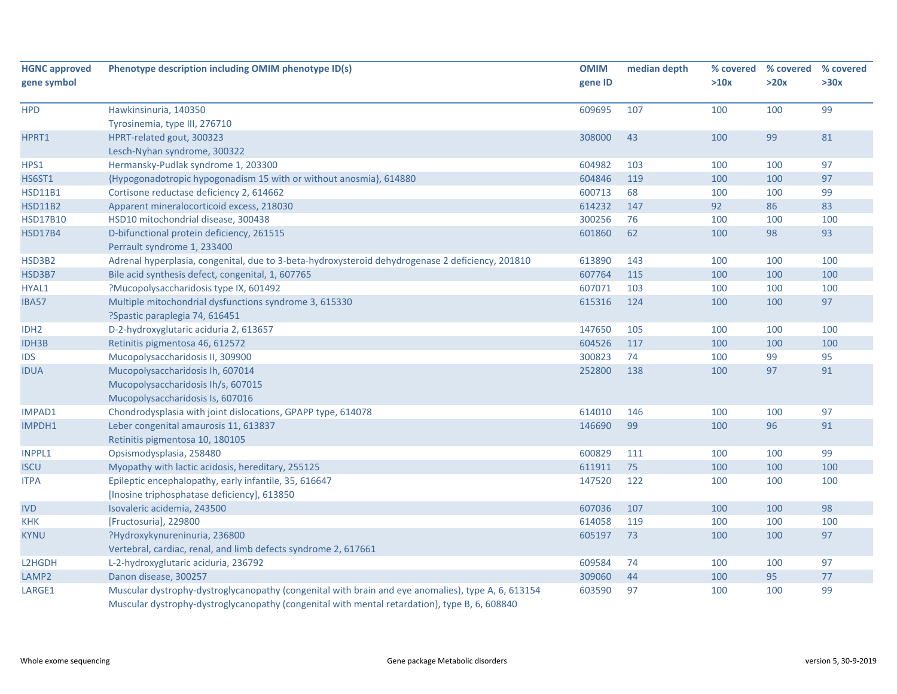| HGNC approved gene symbol | Phenotype description including OMIM phenotype ID(s) | OMIM gene ID | median depth | % covered >10x | % covered >20x | % covered >30x |
|---|---|---|---|---|---|---|
| HPD | Hawkinsinuria, 140350<br>Tyrosinemia, type III, 276710 | 609695 | 107 | 100 | 100 | 99 |
| HPRT1 | HPRT-related gout, 300323<br>Lesch-Nyhan syndrome, 300322 | 308000 | 43 | 100 | 99 | 81 |
| HPS1 | Hermansky-Pudlak syndrome 1, 203300 | 604982 | 103 | 100 | 100 | 97 |
| HS6ST1 | {Hypogonadotropic hypogonadism 15 with or without anosmia}, 614880 | 604846 | 119 | 100 | 100 | 97 |
| HSD11B1 | Cortisone reductase deficiency 2, 614662 | 600713 | 68 | 100 | 100 | 99 |
| HSD11B2 | Apparent mineralocorticoid excess, 218030 | 614232 | 147 | 92 | 86 | 83 |
| HSD17B10 | HSD10 mitochondrial disease, 300438 | 300256 | 76 | 100 | 100 | 100 |
| HSD17B4 | D-bifunctional protein deficiency, 261515<br>Perrault syndrome 1, 233400 | 601860 | 62 | 100 | 98 | 93 |
| HSD3B2 | Adrenal hyperplasia, congenital, due to 3-beta-hydroxysteroid dehydrogenase 2 deficiency, 201810 | 613890 | 143 | 100 | 100 | 100 |
| HSD3B7 | Bile acid synthesis defect, congenital, 1, 607765 | 607764 | 115 | 100 | 100 | 100 |
| HYAL1 | ?Mucopolysaccharidosis type IX, 601492 | 607071 | 103 | 100 | 100 | 100 |
| IBA57 | Multiple mitochondrial dysfunctions syndrome 3, 615330<br>?Spastic paraplegia 74, 616451 | 615316 | 124 | 100 | 100 | 97 |
| IDH2 | D-2-hydroxyglutaric aciduria 2, 613657 | 147650 | 105 | 100 | 100 | 100 |
| IDH3B | Retinitis pigmentosa 46, 612572 | 604526 | 117 | 100 | 100 | 100 |
| IDS | Mucopolysaccharidosis II, 309900 | 300823 | 74 | 100 | 99 | 95 |
| IDUA | Mucopolysaccharidosis Ih, 607014<br>Mucopolysaccharidosis Ih/s, 607015<br>Mucopolysaccharidosis Is, 607016 | 252800 | 138 | 100 | 97 | 91 |
| IMPAD1 | Chondrodysplasia with joint dislocations, GPAPP type, 614078 | 614010 | 146 | 100 | 100 | 97 |
| IMPDH1 | Leber congenital amaurosis 11, 613837<br>Retinitis pigmentosa 10, 180105 | 146690 | 99 | 100 | 96 | 91 |
| INPPL1 | Opsismodysplasia, 258480 | 600829 | 111 | 100 | 100 | 99 |
| ISCU | Myopathy with lactic acidosis, hereditary, 255125 | 611911 | 75 | 100 | 100 | 100 |
| ITPA | Epileptic encephalopathy, early infantile, 35, 616647<br>[Inosine triphosphatase deficiency], 613850 | 147520 | 122 | 100 | 100 | 100 |
| IVD | Isovaleric acidemia, 243500 | 607036 | 107 | 100 | 100 | 98 |
| KHK | [Fructosuria], 229800 | 614058 | 119 | 100 | 100 | 100 |
| KYNU | ?Hydroxykynureninuria, 236800<br>Vertebral, cardiac, renal, and limb defects syndrome 2, 617661 | 605197 | 73 | 100 | 100 | 97 |
| L2HGDH | L-2-hydroxyglutaric aciduria, 236792 | 609584 | 74 | 100 | 100 | 97 |
| LAMP2 | Danon disease, 300257 | 309060 | 44 | 100 | 95 | 77 |
| LARGE1 | Muscular dystrophy-dystroglycanopathy (congenital with brain and eye anomalies), type A, 6, 613154<br>Muscular dystrophy-dystroglycanopathy (congenital with mental retardation), type B, 6, 608840 | 603590 | 97 | 100 | 100 | 99 |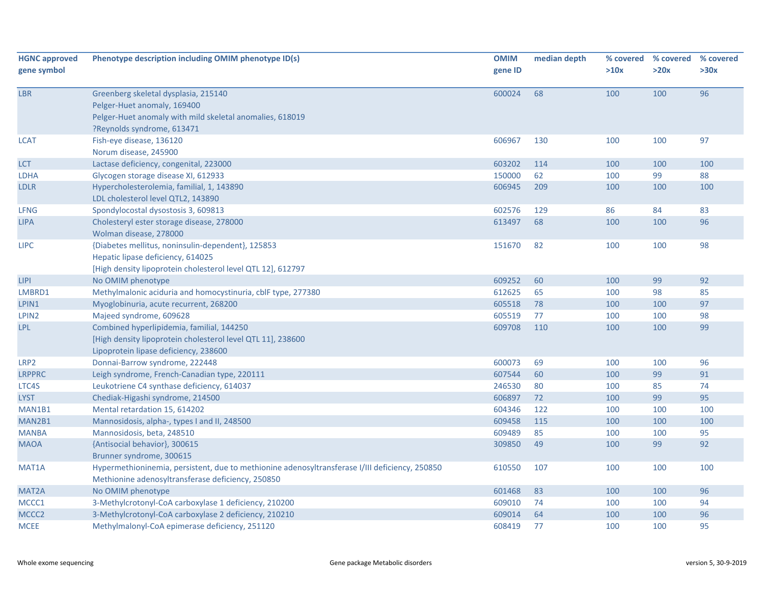| HGNC approved gene symbol | Phenotype description including OMIM phenotype ID(s) | OMIM gene ID | median depth | % covered >10x | % covered >20x | % covered >30x |
|---|---|---|---|---|---|---|
| LBR | Greenberg skeletal dysplasia, 215140<br>Pelger-Huet anomaly, 169400<br>Pelger-Huet anomaly with mild skeletal anomalies, 618019<br>?Reynolds syndrome, 613471 | 600024 | 68 | 100 | 100 | 96 |
| LCAT | Fish-eye disease, 136120<br>Norum disease, 245900 | 606967 | 130 | 100 | 100 | 97 |
| LCT | Lactase deficiency, congenital, 223000 | 603202 | 114 | 100 | 100 | 100 |
| LDHA | Glycogen storage disease XI, 612933 | 150000 | 62 | 100 | 99 | 88 |
| LDLR | Hypercholesterolemia, familial, 1, 143890<br>LDL cholesterol level QTL2, 143890 | 606945 | 209 | 100 | 100 | 100 |
| LFNG | Spondylocostal dysostosis 3, 609813 | 602576 | 129 | 86 | 84 | 83 |
| LIPA | Cholesteryl ester storage disease, 278000<br>Wolman disease, 278000 | 613497 | 68 | 100 | 100 | 96 |
| LIPC | {Diabetes mellitus, noninsulin-dependent}, 125853<br>Hepatic lipase deficiency, 614025<br>[High density lipoprotein cholesterol level QTL 12], 612797 | 151670 | 82 | 100 | 100 | 98 |
| LIPI | No OMIM phenotype | 609252 | 60 | 100 | 99 | 92 |
| LMBRD1 | Methylmalonic aciduria and homocystinuria, cblF type, 277380 | 612625 | 65 | 100 | 98 | 85 |
| LPIN1 | Myoglobinuria, acute recurrent, 268200 | 605518 | 78 | 100 | 100 | 97 |
| LPIN2 | Majeed syndrome, 609628 | 605519 | 77 | 100 | 100 | 98 |
| LPL | Combined hyperlipidemia, familial, 144250<br>[High density lipoprotein cholesterol level QTL 11], 238600<br>Lipoprotein lipase deficiency, 238600 | 609708 | 110 | 100 | 100 | 99 |
| LRP2 | Donnai-Barrow syndrome, 222448 | 600073 | 69 | 100 | 100 | 96 |
| LRPPRC | Leigh syndrome, French-Canadian type, 220111 | 607544 | 60 | 100 | 99 | 91 |
| LTC4S | Leukotriene C4 synthase deficiency, 614037 | 246530 | 80 | 100 | 85 | 74 |
| LYST | Chediak-Higashi syndrome, 214500 | 606897 | 72 | 100 | 99 | 95 |
| MAN1B1 | Mental retardation 15, 614202 | 604346 | 122 | 100 | 100 | 100 |
| MAN2B1 | Mannosidosis, alpha-, types I and II, 248500 | 609458 | 115 | 100 | 100 | 100 |
| MANBA | Mannosidosis, beta, 248510 | 609489 | 85 | 100 | 100 | 95 |
| MAOA | {Antisocial behavior}, 300615<br>Brunner syndrome, 300615 | 309850 | 49 | 100 | 99 | 92 |
| MAT1A | Hypermethioninemia, persistent, due to methionine adenosyltransferase I/III deficiency, 250850<br>Methionine adenosyltransferase deficiency, 250850 | 610550 | 107 | 100 | 100 | 100 |
| MAT2A | No OMIM phenotype | 601468 | 83 | 100 | 100 | 96 |
| MCCC1 | 3-Methylcrotonyl-CoA carboxylase 1 deficiency, 210200 | 609010 | 74 | 100 | 100 | 94 |
| MCCC2 | 3-Methylcrotonyl-CoA carboxylase 2 deficiency, 210210 | 609014 | 64 | 100 | 100 | 96 |
| MCEE | Methylmalonyl-CoA epimerase deficiency, 251120 | 608419 | 77 | 100 | 100 | 95 |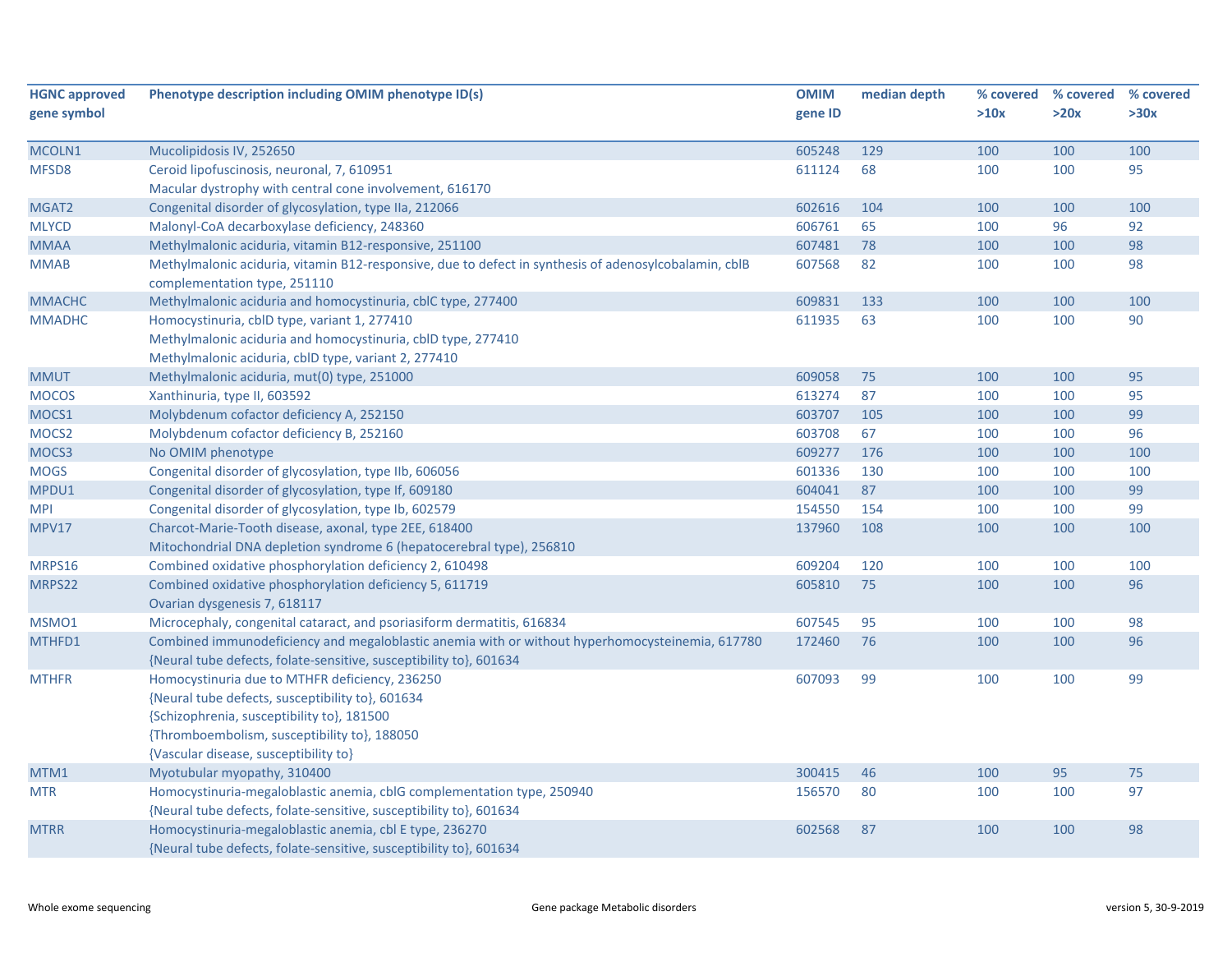| HGNC approved gene symbol | Phenotype description including OMIM phenotype ID(s) | OMIM gene ID | median depth | % covered >10x | % covered >20x | % covered >30x |
|---|---|---|---|---|---|---|
| MCOLN1 | Mucolipidosis IV, 252650 | 605248 | 129 | 100 | 100 | 100 |
| MFSD8 | Ceroid lipofuscinosis, neuronal, 7, 610951<br>Macular dystrophy with central cone involvement, 616170 | 611124 | 68 | 100 | 100 | 95 |
| MGAT2 | Congenital disorder of glycosylation, type IIa, 212066 | 602616 | 104 | 100 | 100 | 100 |
| MLYCD | Malonyl-CoA decarboxylase deficiency, 248360 | 606761 | 65 | 100 | 96 | 92 |
| MMAA | Methylmalonic aciduria, vitamin B12-responsive, 251100 | 607481 | 78 | 100 | 100 | 98 |
| MMAB | Methylmalonic aciduria, vitamin B12-responsive, due to defect in synthesis of adenosylcobalamin, cblB complementation type, 251110 | 607568 | 82 | 100 | 100 | 98 |
| MMACHC | Methylmalonic aciduria and homocystinuria, cblC type, 277400 | 609831 | 133 | 100 | 100 | 100 |
| MMADHC | Homocystinuria, cblD type, variant 1, 277410<br>Methylmalonic aciduria and homocystinuria, cblD type, 277410<br>Methylmalonic aciduria, cblD type, variant 2, 277410 | 611935 | 63 | 100 | 100 | 90 |
| MMUT | Methylmalonic aciduria, mut(0) type, 251000 | 609058 | 75 | 100 | 100 | 95 |
| MOCOS | Xanthinuria, type II, 603592 | 613274 | 87 | 100 | 100 | 95 |
| MOCS1 | Molybdenum cofactor deficiency A, 252150 | 603707 | 105 | 100 | 100 | 99 |
| MOCS2 | Molybdenum cofactor deficiency B, 252160 | 603708 | 67 | 100 | 100 | 96 |
| MOCS3 | No OMIM phenotype | 609277 | 176 | 100 | 100 | 100 |
| MOGS | Congenital disorder of glycosylation, type IIb, 606056 | 601336 | 130 | 100 | 100 | 100 |
| MPDU1 | Congenital disorder of glycosylation, type If, 609180 | 604041 | 87 | 100 | 100 | 99 |
| MPI | Congenital disorder of glycosylation, type Ib, 602579 | 154550 | 154 | 100 | 100 | 99 |
| MPV17 | Charcot-Marie-Tooth disease, axonal, type 2EE, 618400<br>Mitochondrial DNA depletion syndrome 6 (hepatocerebral type), 256810 | 137960 | 108 | 100 | 100 | 100 |
| MRPS16 | Combined oxidative phosphorylation deficiency 2, 610498 | 609204 | 120 | 100 | 100 | 100 |
| MRPS22 | Combined oxidative phosphorylation deficiency 5, 611719<br>Ovarian dysgenesis 7, 618117 | 605810 | 75 | 100 | 100 | 96 |
| MSMO1 | Microcephaly, congenital cataract, and psoriasiform dermatitis, 616834 | 607545 | 95 | 100 | 100 | 98 |
| MTHFD1 | Combined immunodeficiency and megaloblastic anemia with or without hyperhomocysteinemia, 617780<br>{Neural tube defects, folate-sensitive, susceptibility to}, 601634 | 172460 | 76 | 100 | 100 | 96 |
| MTHFR | Homocystinuria due to MTHFR deficiency, 236250<br>{Neural tube defects, susceptibility to}, 601634<br>{Schizophrenia, susceptibility to}, 181500<br>{Thromboembolism, susceptibility to}, 188050<br>{Vascular disease, susceptibility to} | 607093 | 99 | 100 | 100 | 99 |
| MTM1 | Myotubular myopathy, 310400 | 300415 | 46 | 100 | 95 | 75 |
| MTR | Homocystinuria-megaloblastic anemia, cblG complementation type, 250940<br>{Neural tube defects, folate-sensitive, susceptibility to}, 601634 | 156570 | 80 | 100 | 100 | 97 |
| MTRR | Homocystinuria-megaloblastic anemia, cbl E type, 236270<br>{Neural tube defects, folate-sensitive, susceptibility to}, 601634 | 602568 | 87 | 100 | 100 | 98 |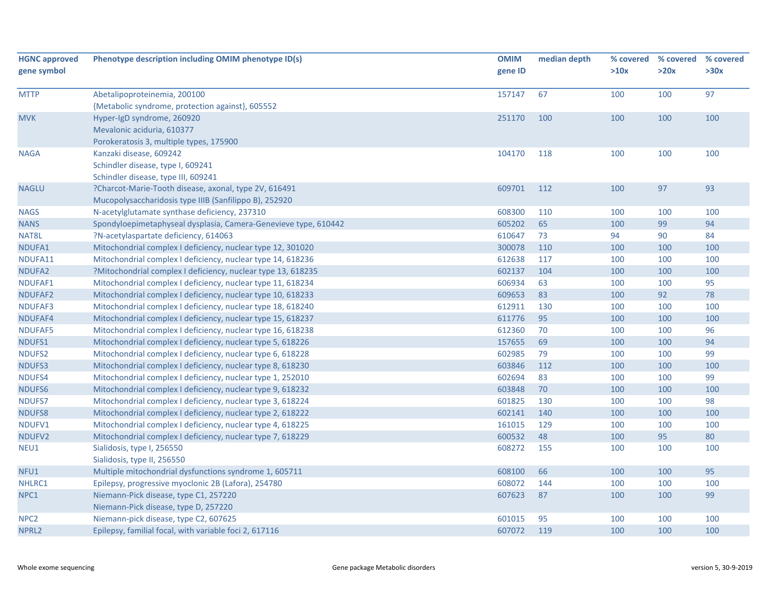| HGNC approved gene symbol | Phenotype description including OMIM phenotype ID(s) | OMIM gene ID | median depth | % covered >10x | % covered >20x | % covered >30x |
|---|---|---|---|---|---|---|
| MTTP | Abetalipoproteinemia, 200100<br>{Metabolic syndrome, protection against}, 605552 | 157147 | 67 | 100 | 100 | 97 |
| MVK | Hyper-IgD syndrome, 260920<br>Mevalonic aciduria, 610377<br>Porokeratosis 3, multiple types, 175900 | 251170 | 100 | 100 | 100 | 100 |
| NAGA | Kanzaki disease, 609242<br>Schindler disease, type I, 609241<br>Schindler disease, type III, 609241 | 104170 | 118 | 100 | 100 | 100 |
| NAGLU | ?Charcot-Marie-Tooth disease, axonal, type 2V, 616491<br>Mucopolysaccharidosis type IIIB (Sanfilippo B), 252920 | 609701 | 112 | 100 | 97 | 93 |
| NAGS | N-acetylglutamate synthase deficiency, 237310 | 608300 | 110 | 100 | 100 | 100 |
| NANS | Spondyloepimetaphyseal dysplasia, Camera-Genevieve type, 610442 | 605202 | 65 | 100 | 99 | 94 |
| NAT8L | ?N-acetylaspartate deficiency, 614063 | 610647 | 73 | 94 | 90 | 84 |
| NDUFA1 | Mitochondrial complex I deficiency, nuclear type 12, 301020 | 300078 | 110 | 100 | 100 | 100 |
| NDUFA11 | Mitochondrial complex I deficiency, nuclear type 14, 618236 | 612638 | 117 | 100 | 100 | 100 |
| NDUFA2 | ?Mitochondrial complex I deficiency, nuclear type 13, 618235 | 602137 | 104 | 100 | 100 | 100 |
| NDUFAF1 | Mitochondrial complex I deficiency, nuclear type 11, 618234 | 606934 | 63 | 100 | 100 | 95 |
| NDUFAF2 | Mitochondrial complex I deficiency, nuclear type 10, 618233 | 609653 | 83 | 100 | 92 | 78 |
| NDUFAF3 | Mitochondrial complex I deficiency, nuclear type 18, 618240 | 612911 | 130 | 100 | 100 | 100 |
| NDUFAF4 | Mitochondrial complex I deficiency, nuclear type 15, 618237 | 611776 | 95 | 100 | 100 | 100 |
| NDUFAF5 | Mitochondrial complex I deficiency, nuclear type 16, 618238 | 612360 | 70 | 100 | 100 | 96 |
| NDUFS1 | Mitochondrial complex I deficiency, nuclear type 5, 618226 | 157655 | 69 | 100 | 100 | 94 |
| NDUFS2 | Mitochondrial complex I deficiency, nuclear type 6, 618228 | 602985 | 79 | 100 | 100 | 99 |
| NDUFS3 | Mitochondrial complex I deficiency, nuclear type 8, 618230 | 603846 | 112 | 100 | 100 | 100 |
| NDUFS4 | Mitochondrial complex I deficiency, nuclear type 1, 252010 | 602694 | 83 | 100 | 100 | 99 |
| NDUFS6 | Mitochondrial complex I deficiency, nuclear type 9, 618232 | 603848 | 70 | 100 | 100 | 100 |
| NDUFS7 | Mitochondrial complex I deficiency, nuclear type 3, 618224 | 601825 | 130 | 100 | 100 | 98 |
| NDUFS8 | Mitochondrial complex I deficiency, nuclear type 2, 618222 | 602141 | 140 | 100 | 100 | 100 |
| NDUFV1 | Mitochondrial complex I deficiency, nuclear type 4, 618225 | 161015 | 129 | 100 | 100 | 100 |
| NDUFV2 | Mitochondrial complex I deficiency, nuclear type 7, 618229 | 600532 | 48 | 100 | 95 | 80 |
| NEU1 | Sialidosis, type I, 256550<br>Sialidosis, type II, 256550 | 608272 | 155 | 100 | 100 | 100 |
| NFU1 | Multiple mitochondrial dysfunctions syndrome 1, 605711 | 608100 | 66 | 100 | 100 | 95 |
| NHLRC1 | Epilepsy, progressive myoclonic 2B (Lafora), 254780 | 608072 | 144 | 100 | 100 | 100 |
| NPC1 | Niemann-Pick disease, type C1, 257220<br>Niemann-Pick disease, type D, 257220 | 607623 | 87 | 100 | 100 | 99 |
| NPC2 | Niemann-pick disease, type C2, 607625 | 601015 | 95 | 100 | 100 | 100 |
| NPRL2 | Epilepsy, familial focal, with variable foci 2, 617116 | 607072 | 119 | 100 | 100 | 100 |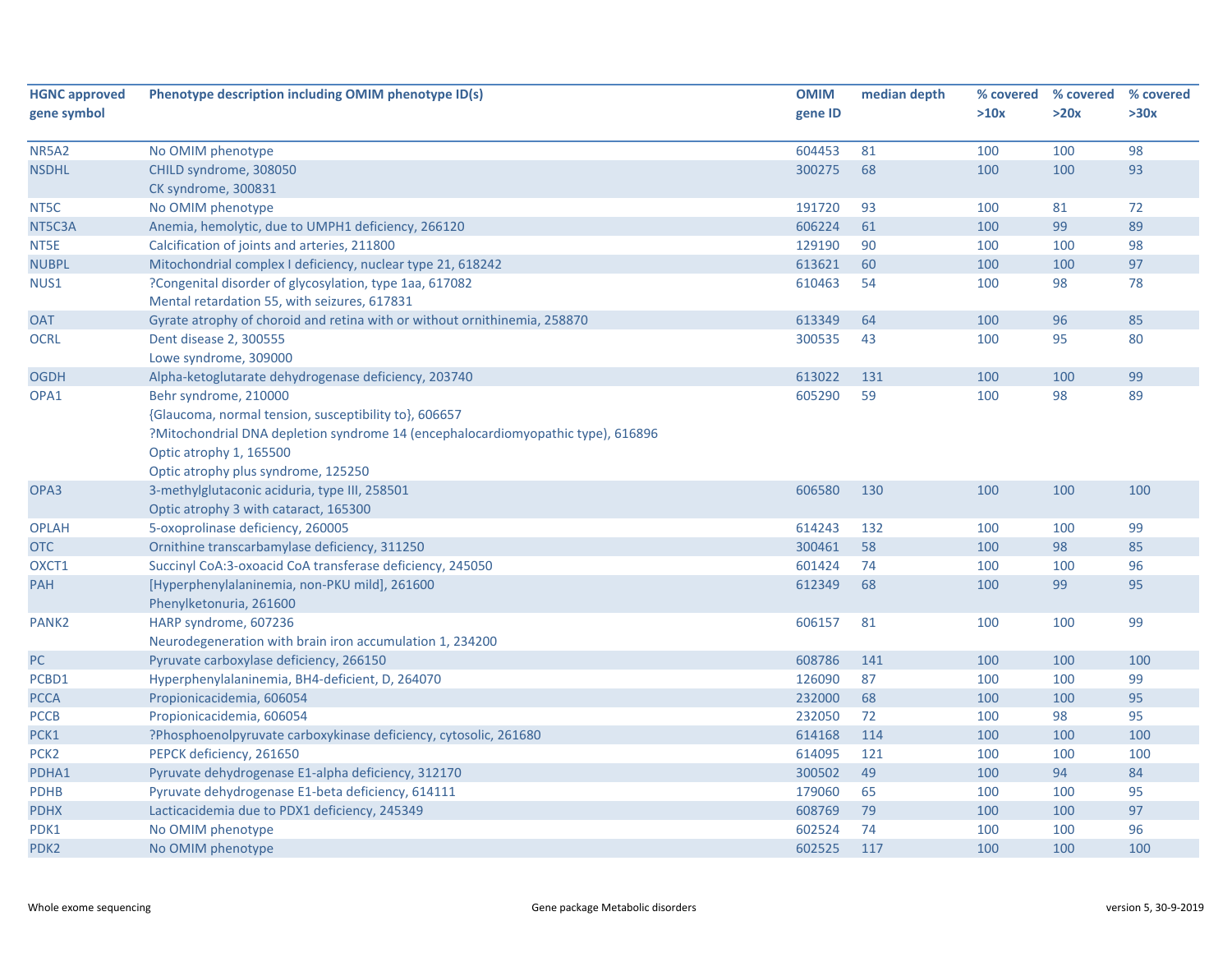| HGNC approved gene symbol | Phenotype description including OMIM phenotype ID(s) | OMIM gene ID | median depth | % covered >10x | % covered >20x | % covered >30x |
|---|---|---|---|---|---|---|
| NR5A2 | No OMIM phenotype | 604453 | 81 | 100 | 100 | 98 |
| NSDHL | CHILD syndrome, 308050<br>CK syndrome, 300831 | 300275 | 68 | 100 | 100 | 93 |
| NT5C | No OMIM phenotype | 191720 | 93 | 100 | 81 | 72 |
| NT5C3A | Anemia, hemolytic, due to UMPH1 deficiency, 266120 | 606224 | 61 | 100 | 99 | 89 |
| NT5E | Calcification of joints and arteries, 211800 | 129190 | 90 | 100 | 100 | 98 |
| NUBPL | Mitochondrial complex I deficiency, nuclear type 21, 618242 | 613621 | 60 | 100 | 100 | 97 |
| NUS1 | ?Congenital disorder of glycosylation, type 1aa, 617082<br>Mental retardation 55, with seizures, 617831 | 610463 | 54 | 100 | 98 | 78 |
| OAT | Gyrate atrophy of choroid and retina with or without ornithinemia, 258870 | 613349 | 64 | 100 | 96 | 85 |
| OCRL | Dent disease 2, 300555<br>Lowe syndrome, 309000 | 300535 | 43 | 100 | 95 | 80 |
| OGDH | Alpha-ketoglutarate dehydrogenase deficiency, 203740 | 613022 | 131 | 100 | 100 | 99 |
| OPA1 | Behr syndrome, 210000<br>{Glaucoma, normal tension, susceptibility to}, 606657<br>?Mitochondrial DNA depletion syndrome 14 (encephalocardiomyopathic type), 616896<br>Optic atrophy 1, 165500<br>Optic atrophy plus syndrome, 125250 | 605290 | 59 | 100 | 98 | 89 |
| OPA3 | 3-methylglutaconic aciduria, type III, 258501<br>Optic atrophy 3 with cataract, 165300 | 606580 | 130 | 100 | 100 | 100 |
| OPLAH | 5-oxoprolinase deficiency, 260005 | 614243 | 132 | 100 | 100 | 99 |
| OTC | Ornithine transcarbamylase deficiency, 311250 | 300461 | 58 | 100 | 98 | 85 |
| OXCT1 | Succinyl CoA:3-oxoacid CoA transferase deficiency, 245050 | 601424 | 74 | 100 | 100 | 96 |
| PAH | [Hyperphenylalaninemia, non-PKU mild], 261600<br>Phenylketonuria, 261600 | 612349 | 68 | 100 | 99 | 95 |
| PANK2 | HARP syndrome, 607236<br>Neurodegeneration with brain iron accumulation 1, 234200 | 606157 | 81 | 100 | 100 | 99 |
| PC | Pyruvate carboxylase deficiency, 266150 | 608786 | 141 | 100 | 100 | 100 |
| PCBD1 | Hyperphenylalaninemia, BH4-deficient, D, 264070 | 126090 | 87 | 100 | 100 | 99 |
| PCCA | Propionicacidemia, 606054 | 232000 | 68 | 100 | 100 | 95 |
| PCCB | Propionicacidemia, 606054 | 232050 | 72 | 100 | 98 | 95 |
| PCK1 | ?Phosphoenolpyruvate carboxykinase deficiency, cytosolic, 261680 | 614168 | 114 | 100 | 100 | 100 |
| PCK2 | PEPCK deficiency, 261650 | 614095 | 121 | 100 | 100 | 100 |
| PDHA1 | Pyruvate dehydrogenase E1-alpha deficiency, 312170 | 300502 | 49 | 100 | 94 | 84 |
| PDHB | Pyruvate dehydrogenase E1-beta deficiency, 614111 | 179060 | 65 | 100 | 100 | 95 |
| PDHX | Lacticacidemia due to PDX1 deficiency, 245349 | 608769 | 79 | 100 | 100 | 97 |
| PDK1 | No OMIM phenotype | 602524 | 74 | 100 | 100 | 96 |
| PDK2 | No OMIM phenotype | 602525 | 117 | 100 | 100 | 100 |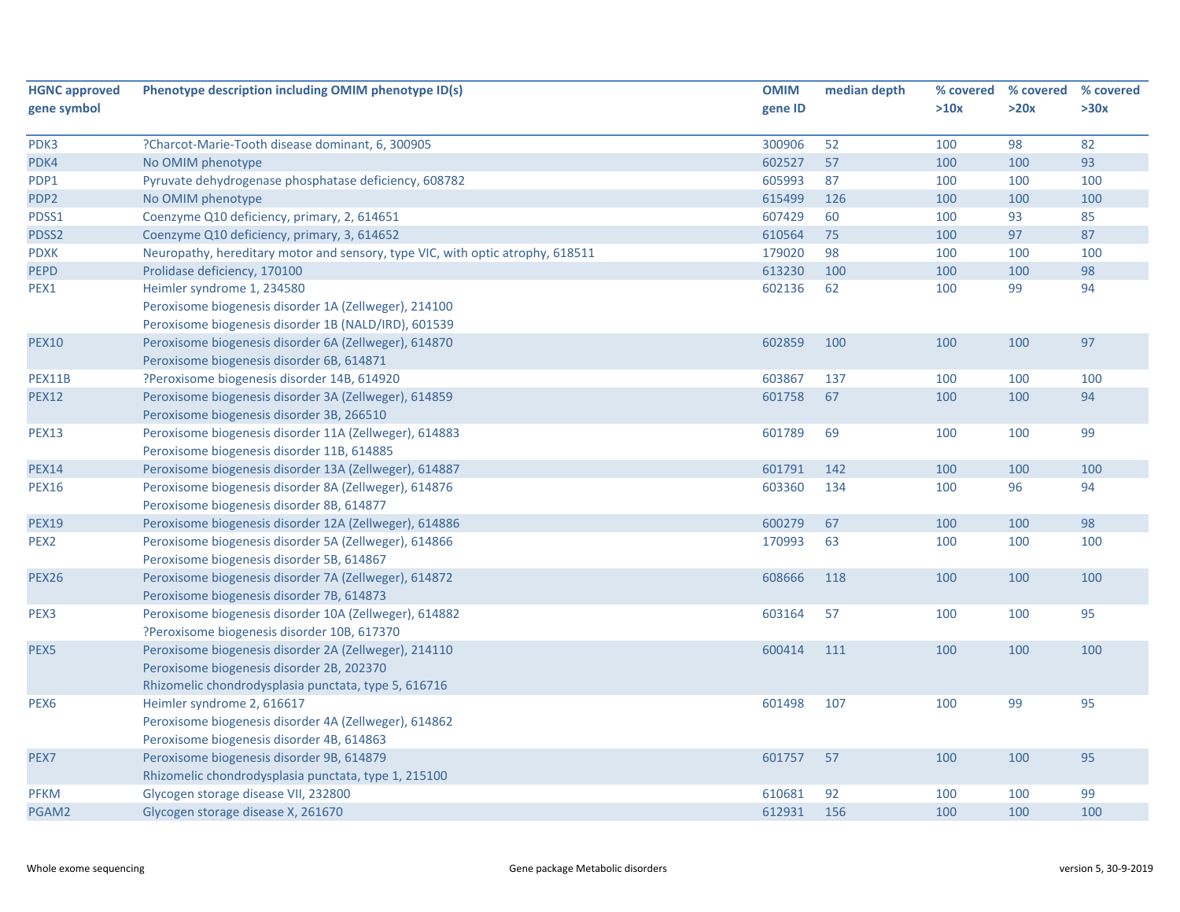| HGNC approved gene symbol | Phenotype description including OMIM phenotype ID(s) | OMIM gene ID | median depth | % covered >10x | % covered >20x | % covered >30x |
|---|---|---|---|---|---|---|
| PDK3 | ?Charcot-Marie-Tooth disease dominant, 6, 300905 | 300906 | 52 | 100 | 98 | 82 |
| PDK4 | No OMIM phenotype | 602527 | 57 | 100 | 100 | 93 |
| PDP1 | Pyruvate dehydrogenase phosphatase deficiency, 608782 | 605993 | 87 | 100 | 100 | 100 |
| PDP2 | No OMIM phenotype | 615499 | 126 | 100 | 100 | 100 |
| PDSS1 | Coenzyme Q10 deficiency, primary, 2, 614651 | 607429 | 60 | 100 | 93 | 85 |
| PDSS2 | Coenzyme Q10 deficiency, primary, 3, 614652 | 610564 | 75 | 100 | 97 | 87 |
| PDXK | Neuropathy, hereditary motor and sensory, type VIC, with optic atrophy, 618511 | 179020 | 98 | 100 | 100 | 100 |
| PEPD | Prolidase deficiency, 170100 | 613230 | 100 | 100 | 100 | 98 |
| PEX1 | Heimler syndrome 1, 234580<br>Peroxisome biogenesis disorder 1A (Zellweger), 214100<br>Peroxisome biogenesis disorder 1B (NALD/IRD), 601539 | 602136 | 62 | 100 | 99 | 94 |
| PEX10 | Peroxisome biogenesis disorder 6A (Zellweger), 614870<br>Peroxisome biogenesis disorder 6B, 614871 | 602859 | 100 | 100 | 100 | 97 |
| PEX11B | ?Peroxisome biogenesis disorder 14B, 614920 | 603867 | 137 | 100 | 100 | 100 |
| PEX12 | Peroxisome biogenesis disorder 3A (Zellweger), 614859<br>Peroxisome biogenesis disorder 3B, 266510 | 601758 | 67 | 100 | 100 | 94 |
| PEX13 | Peroxisome biogenesis disorder 11A (Zellweger), 614883<br>Peroxisome biogenesis disorder 11B, 614885 | 601789 | 69 | 100 | 100 | 99 |
| PEX14 | Peroxisome biogenesis disorder 13A (Zellweger), 614887 | 601791 | 142 | 100 | 100 | 100 |
| PEX16 | Peroxisome biogenesis disorder 8A (Zellweger), 614876<br>Peroxisome biogenesis disorder 8B, 614877 | 603360 | 134 | 100 | 96 | 94 |
| PEX19 | Peroxisome biogenesis disorder 12A (Zellweger), 614886 | 600279 | 67 | 100 | 100 | 98 |
| PEX2 | Peroxisome biogenesis disorder 5A (Zellweger), 614866<br>Peroxisome biogenesis disorder 5B, 614867 | 170993 | 63 | 100 | 100 | 100 |
| PEX26 | Peroxisome biogenesis disorder 7A (Zellweger), 614872<br>Peroxisome biogenesis disorder 7B, 614873 | 608666 | 118 | 100 | 100 | 100 |
| PEX3 | Peroxisome biogenesis disorder 10A (Zellweger), 614882<br>?Peroxisome biogenesis disorder 10B, 617370 | 603164 | 57 | 100 | 100 | 95 |
| PEX5 | Peroxisome biogenesis disorder 2A (Zellweger), 214110<br>Peroxisome biogenesis disorder 2B, 202370<br>Rhizomelic chondrodysplasia punctata, type 5, 616716 | 600414 | 111 | 100 | 100 | 100 |
| PEX6 | Heimler syndrome 2, 616617<br>Peroxisome biogenesis disorder 4A (Zellweger), 614862<br>Peroxisome biogenesis disorder 4B, 614863 | 601498 | 107 | 100 | 99 | 95 |
| PEX7 | Peroxisome biogenesis disorder 9B, 614879<br>Rhizomelic chondrodysplasia punctata, type 1, 215100 | 601757 | 57 | 100 | 100 | 95 |
| PFKM | Glycogen storage disease VII, 232800 | 610681 | 92 | 100 | 100 | 99 |
| PGAM2 | Glycogen storage disease X, 261670 | 612931 | 156 | 100 | 100 | 100 |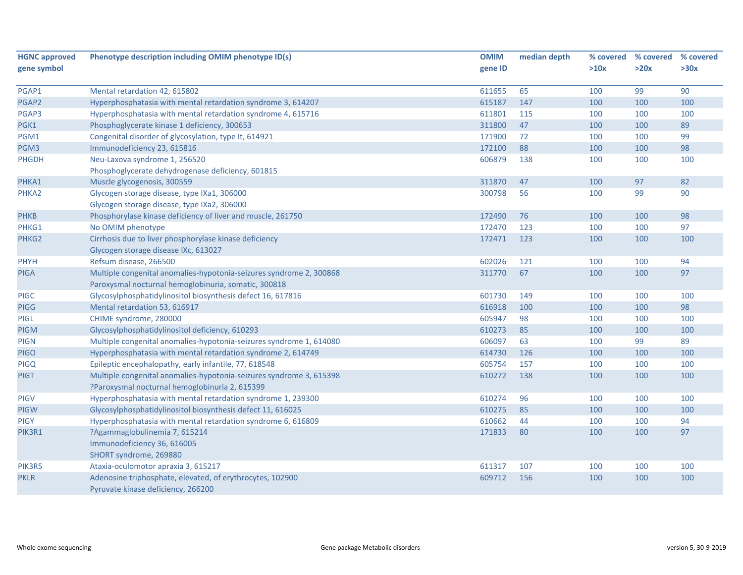| HGNC approved gene symbol | Phenotype description including OMIM phenotype ID(s) | OMIM gene ID | median depth | % covered >10x | % covered >20x | % covered >30x |
|---|---|---|---|---|---|---|
| PGAP1 | Mental retardation 42, 615802 | 611655 | 65 | 100 | 99 | 90 |
| PGAP2 | Hyperphosphatasia with mental retardation syndrome 3, 614207 | 615187 | 147 | 100 | 100 | 100 |
| PGAP3 | Hyperphosphatasia with mental retardation syndrome 4, 615716 | 611801 | 115 | 100 | 100 | 100 |
| PGK1 | Phosphoglycerate kinase 1 deficiency, 300653 | 311800 | 47 | 100 | 100 | 89 |
| PGM1 | Congenital disorder of glycosylation, type It, 614921 | 171900 | 72 | 100 | 100 | 99 |
| PGM3 | Immunodeficiency 23, 615816 | 172100 | 88 | 100 | 100 | 98 |
| PHGDH | Neu-Laxova syndrome 1, 256520<br>Phosphoglycerate dehydrogenase deficiency, 601815 | 606879 | 138 | 100 | 100 | 100 |
| PHKA1 | Muscle glycogenosis, 300559 | 311870 | 47 | 100 | 97 | 82 |
| PHKA2 | Glycogen storage disease, type IXa1, 306000<br>Glycogen storage disease, type IXa2, 306000 | 300798 | 56 | 100 | 99 | 90 |
| PHKB | Phosphorylase kinase deficiency of liver and muscle, 261750 | 172490 | 76 | 100 | 100 | 98 |
| PHKG1 | No OMIM phenotype | 172470 | 123 | 100 | 100 | 97 |
| PHKG2 | Cirrhosis due to liver phosphorylase kinase deficiency<br>Glycogen storage disease IXc, 613027 | 172471 | 123 | 100 | 100 | 100 |
| PHYH | Refsum disease, 266500 | 602026 | 121 | 100 | 100 | 94 |
| PIGA | Multiple congenital anomalies-hypotonia-seizures syndrome 2, 300868<br>Paroxysmal nocturnal hemoglobinuria, somatic, 300818 | 311770 | 67 | 100 | 100 | 97 |
| PIGC | Glycosylphosphatidylinositol biosynthesis defect 16, 617816 | 601730 | 149 | 100 | 100 | 100 |
| PIGG | Mental retardation 53, 616917 | 616918 | 100 | 100 | 100 | 98 |
| PIGL | CHIME syndrome, 280000 | 605947 | 98 | 100 | 100 | 100 |
| PIGM | Glycosylphosphatidylinositol deficiency, 610293 | 610273 | 85 | 100 | 100 | 100 |
| PIGN | Multiple congenital anomalies-hypotonia-seizures syndrome 1, 614080 | 606097 | 63 | 100 | 99 | 89 |
| PIGO | Hyperphosphatasia with mental retardation syndrome 2, 614749 | 614730 | 126 | 100 | 100 | 100 |
| PIGQ | Epileptic encephalopathy, early infantile, 77, 618548 | 605754 | 157 | 100 | 100 | 100 |
| PIGT | Multiple congenital anomalies-hypotonia-seizures syndrome 3, 615398<br>?Paroxysmal nocturnal hemoglobinuria 2, 615399 | 610272 | 138 | 100 | 100 | 100 |
| PIGV | Hyperphosphatasia with mental retardation syndrome 1, 239300 | 610274 | 96 | 100 | 100 | 100 |
| PIGW | Glycosylphosphatidylinositol biosynthesis defect 11, 616025 | 610275 | 85 | 100 | 100 | 100 |
| PIGY | Hyperphosphatasia with mental retardation syndrome 6, 616809 | 610662 | 44 | 100 | 100 | 94 |
| PIK3R1 | ?Agammaglobulinemia 7, 615214<br>Immunodeficiency 36, 616005<br>SHORT syndrome, 269880 | 171833 | 80 | 100 | 100 | 97 |
| PIK3R5 | Ataxia-oculomotor apraxia 3, 615217 | 611317 | 107 | 100 | 100 | 100 |
| PKLR | Adenosine triphosphate, elevated, of erythrocytes, 102900<br>Pyruvate kinase deficiency, 266200 | 609712 | 156 | 100 | 100 | 100 |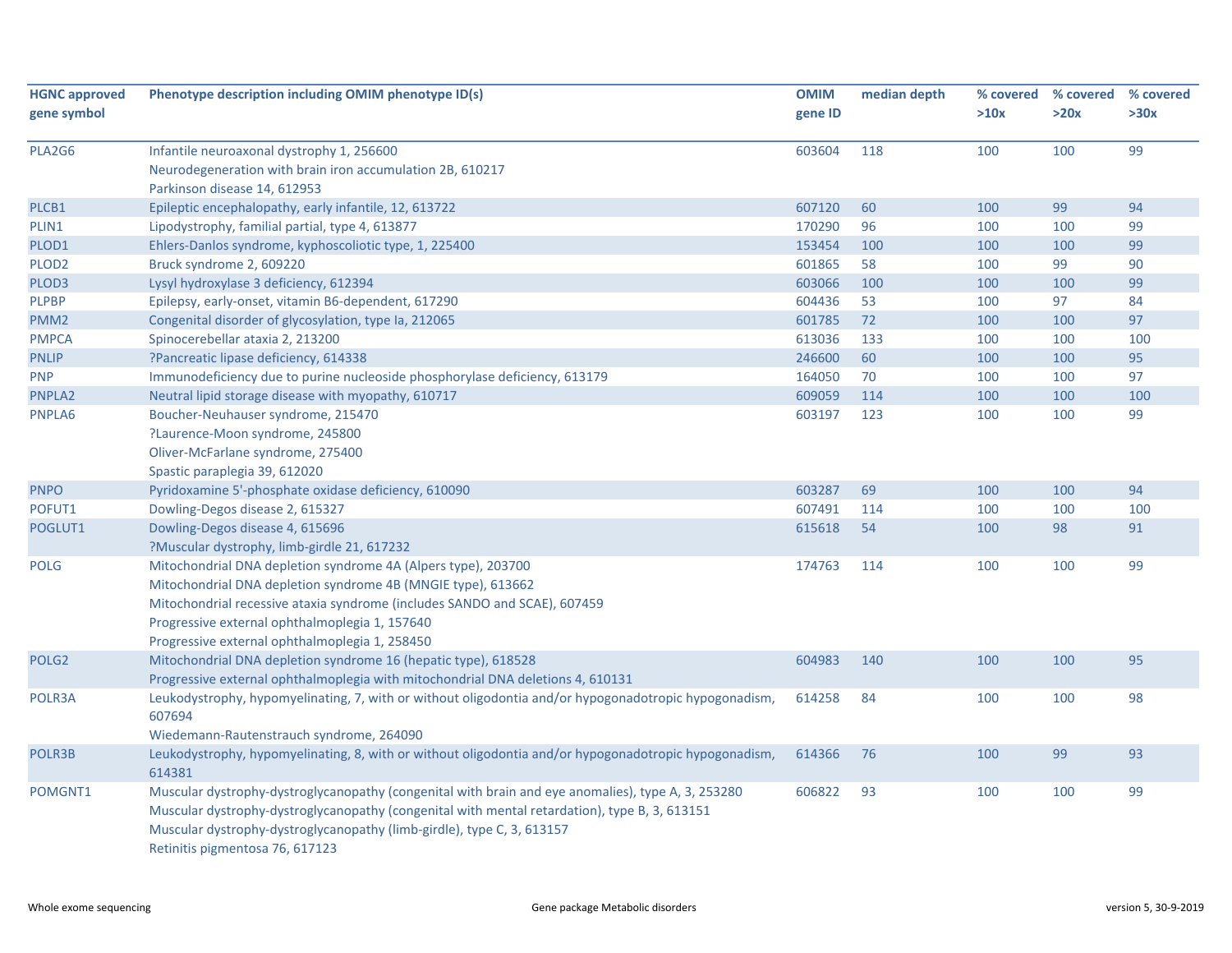| HGNC approved gene symbol | Phenotype description including OMIM phenotype ID(s) | OMIM gene ID | median depth | % covered >10x | % covered >20x | % covered >30x |
|---|---|---|---|---|---|---|
| PLA2G6 | Infantile neuroaxonal dystrophy 1, 256600<br>Neurodegeneration with brain iron accumulation 2B, 610217<br>Parkinson disease 14, 612953 | 603604 | 118 | 100 | 100 | 99 |
| PLCB1 | Epileptic encephalopathy, early infantile, 12, 613722 | 607120 | 60 | 100 | 99 | 94 |
| PLIN1 | Lipodystrophy, familial partial, type 4, 613877 | 170290 | 96 | 100 | 100 | 99 |
| PLOD1 | Ehlers-Danlos syndrome, kyphoscoliotic type, 1, 225400 | 153454 | 100 | 100 | 100 | 99 |
| PLOD2 | Bruck syndrome 2, 609220 | 601865 | 58 | 100 | 99 | 90 |
| PLOD3 | Lysyl hydroxylase 3 deficiency, 612394 | 603066 | 100 | 100 | 100 | 99 |
| PLPBP | Epilepsy, early-onset, vitamin B6-dependent, 617290 | 604436 | 53 | 100 | 97 | 84 |
| PMM2 | Congenital disorder of glycosylation, type Ia, 212065 | 601785 | 72 | 100 | 100 | 97 |
| PMPCA | Spinocerebellar ataxia 2, 213200 | 613036 | 133 | 100 | 100 | 100 |
| PNLIP | ?Pancreatic lipase deficiency, 614338 | 246600 | 60 | 100 | 100 | 95 |
| PNP | Immunodeficiency due to purine nucleoside phosphorylase deficiency, 613179 | 164050 | 70 | 100 | 100 | 97 |
| PNPLA2 | Neutral lipid storage disease with myopathy, 610717 | 609059 | 114 | 100 | 100 | 100 |
| PNPLA6 | Boucher-Neuhauser syndrome, 215470<br>?Laurence-Moon syndrome, 245800<br>Oliver-McFarlane syndrome, 275400<br>Spastic paraplegia 39, 612020 | 603197 | 123 | 100 | 100 | 99 |
| PNPO | Pyridoxamine 5'-phosphate oxidase deficiency, 610090 | 603287 | 69 | 100 | 100 | 94 |
| POFUT1 | Dowling-Degos disease 2, 615327 | 607491 | 114 | 100 | 100 | 100 |
| POGLUT1 | Dowling-Degos disease 4, 615696<br>?Muscular dystrophy, limb-girdle 21, 617232 | 615618 | 54 | 100 | 98 | 91 |
| POLG | Mitochondrial DNA depletion syndrome 4A (Alpers type), 203700<br>Mitochondrial DNA depletion syndrome 4B (MNGIE type), 613662<br>Mitochondrial recessive ataxia syndrome (includes SANDO and SCAE), 607459<br>Progressive external ophthalmoplegia 1, 157640<br>Progressive external ophthalmoplegia 1, 258450 | 174763 | 114 | 100 | 100 | 99 |
| POLG2 | Mitochondrial DNA depletion syndrome 16 (hepatic type), 618528<br>Progressive external ophthalmoplegia with mitochondrial DNA deletions 4, 610131 | 604983 | 140 | 100 | 100 | 95 |
| POLR3A | Leukodystrophy, hypomyelinating, 7, with or without oligodontia and/or hypogonadotropic hypogonadism, 607694<br>Wiedemann-Rautenstrauch syndrome, 264090 | 614258 | 84 | 100 | 100 | 98 |
| POLR3B | Leukodystrophy, hypomyelinating, 8, with or without oligodontia and/or hypogonadotropic hypogonadism, 614381 | 614366 | 76 | 100 | 99 | 93 |
| POMGNT1 | Muscular dystrophy-dystroglycanopathy (congenital with brain and eye anomalies), type A, 3, 253280<br>Muscular dystrophy-dystroglycanopathy (congenital with mental retardation), type B, 3, 613151<br>Muscular dystrophy-dystroglycanopathy (limb-girdle), type C, 3, 613157<br>Retinitis pigmentosa 76, 617123 | 606822 | 93 | 100 | 100 | 99 |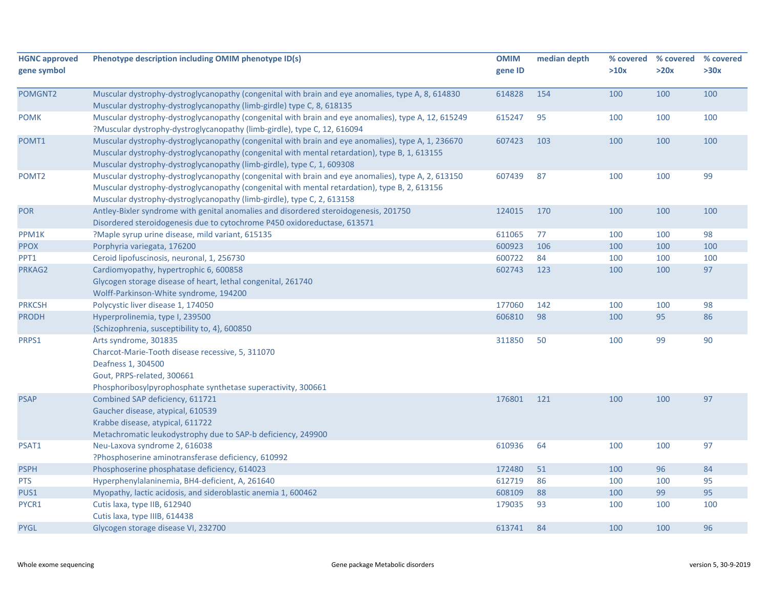| HGNC approved gene symbol | Phenotype description including OMIM phenotype ID(s) | OMIM gene ID | median depth | % covered >10x | % covered >20x | % covered >30x |
|---|---|---|---|---|---|---|
| POMGNT2 | Muscular dystrophy-dystroglycanopathy (congenital with brain and eye anomalies, type A, 8, 614830<br>Muscular dystrophy-dystroglycanopathy (limb-girdle) type C, 8, 618135 | 614828 | 154 | 100 | 100 | 100 |
| POMK | Muscular dystrophy-dystroglycanopathy (congenital with brain and eye anomalies), type A, 12, 615249<br>?Muscular dystrophy-dystroglycanopathy (limb-girdle), type C, 12, 616094 | 615247 | 95 | 100 | 100 | 100 |
| POMT1 | Muscular dystrophy-dystroglycanopathy (congenital with brain and eye anomalies), type A, 1, 236670<br>Muscular dystrophy-dystroglycanopathy (congenital with mental retardation), type B, 1, 613155<br>Muscular dystrophy-dystroglycanopathy (limb-girdle), type C, 1, 609308 | 607423 | 103 | 100 | 100 | 100 |
| POMT2 | Muscular dystrophy-dystroglycanopathy (congenital with brain and eye anomalies), type A, 2, 613150<br>Muscular dystrophy-dystroglycanopathy (congenital with mental retardation), type B, 2, 613156<br>Muscular dystrophy-dystroglycanopathy (limb-girdle), type C, 2, 613158 | 607439 | 87 | 100 | 100 | 99 |
| POR | Antley-Bixler syndrome with genital anomalies and disordered steroidogenesis, 201750<br>Disordered steroidogenesis due to cytochrome P450 oxidoreductase, 613571 | 124015 | 170 | 100 | 100 | 100 |
| PPM1K | ?Maple syrup urine disease, mild variant, 615135 | 611065 | 77 | 100 | 100 | 98 |
| PPOX | Porphyria variegata, 176200 | 600923 | 106 | 100 | 100 | 100 |
| PPT1 | Ceroid lipofuscinosis, neuronal, 1, 256730 | 600722 | 84 | 100 | 100 | 100 |
| PRKAG2 | Cardiomyopathy, hypertrophic 6, 600858<br>Glycogen storage disease of heart, lethal congenital, 261740<br>Wolff-Parkinson-White syndrome, 194200 | 602743 | 123 | 100 | 100 | 97 |
| PRKCSH | Polycystic liver disease 1, 174050 | 177060 | 142 | 100 | 100 | 98 |
| PRODH | Hyperprolinemia, type I, 239500<br>{Schizophrenia, susceptibility to, 4}, 600850 | 606810 | 98 | 100 | 95 | 86 |
| PRPS1 | Arts syndrome, 301835<br>Charcot-Marie-Tooth disease recessive, 5, 311070<br>Deafness 1, 304500<br>Gout, PRPS-related, 300661<br>Phosphoribosylpyrophosphate synthetase superactivity, 300661 | 311850 | 50 | 100 | 99 | 90 |
| PSAP | Combined SAP deficiency, 611721<br>Gaucher disease, atypical, 610539<br>Krabbe disease, atypical, 611722<br>Metachromatic leukodystrophy due to SAP-b deficiency, 249900 | 176801 | 121 | 100 | 100 | 97 |
| PSAT1 | Neu-Laxova syndrome 2, 616038<br>?Phosphoserine aminotransferase deficiency, 610992 | 610936 | 64 | 100 | 100 | 97 |
| PSPH | Phosphoserine phosphatase deficiency, 614023 | 172480 | 51 | 100 | 96 | 84 |
| PTS | Hyperphenylalaninemia, BH4-deficient, A, 261640 | 612719 | 86 | 100 | 100 | 95 |
| PUS1 | Myopathy, lactic acidosis, and sideroblastic anemia 1, 600462 | 608109 | 88 | 100 | 99 | 95 |
| PYCR1 | Cutis laxa, type IIB, 612940<br>Cutis laxa, type IIIB, 614438 | 179035 | 93 | 100 | 100 | 100 |
| PYGL | Glycogen storage disease VI, 232700 | 613741 | 84 | 100 | 100 | 96 |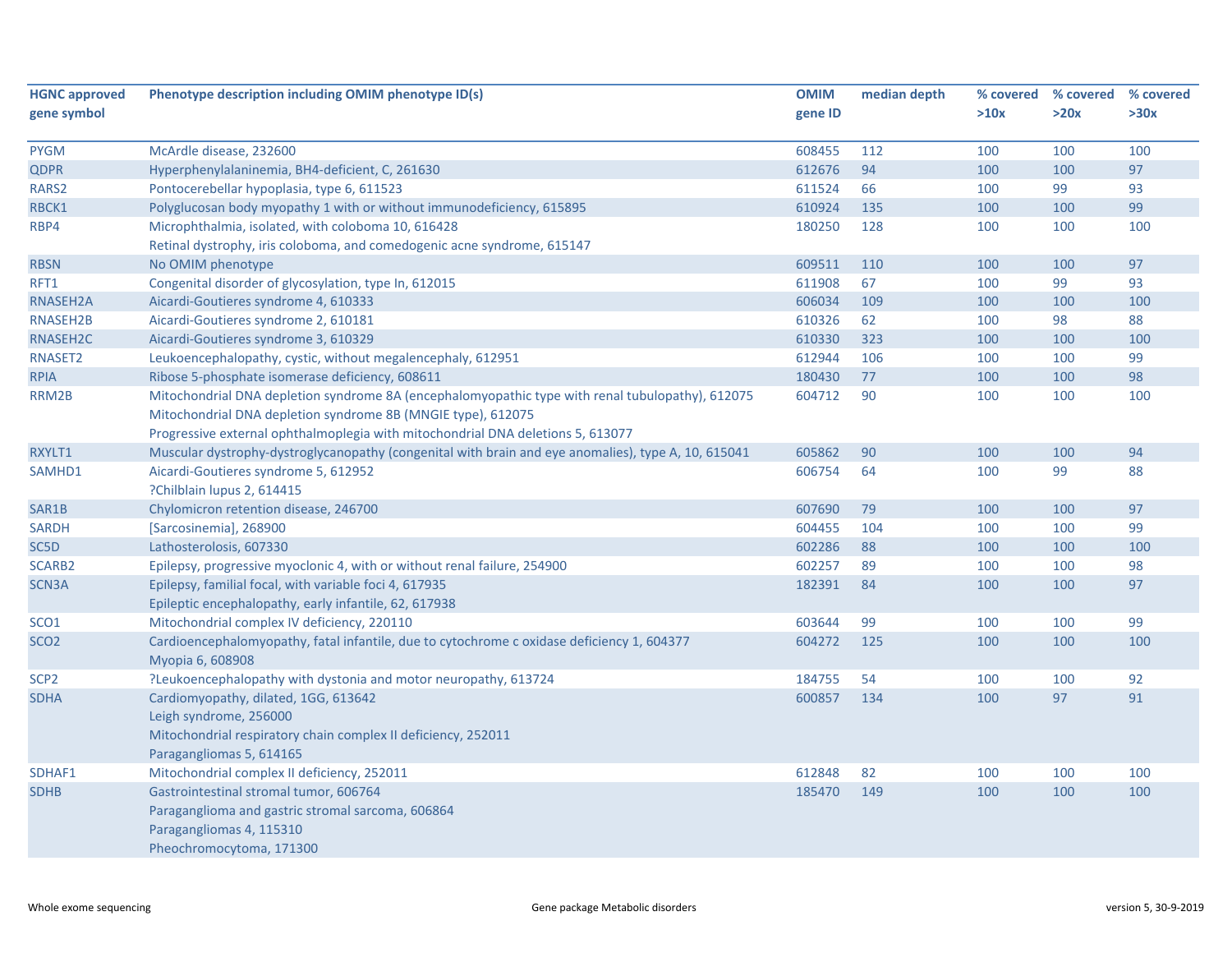| HGNC approved gene symbol | Phenotype description including OMIM phenotype ID(s) | OMIM gene ID | median depth | % covered >10x | % covered >20x | % covered >30x |
|---|---|---|---|---|---|---|
| PYGM | McArdle disease, 232600 | 608455 | 112 | 100 | 100 | 100 |
| QDPR | Hyperphenylalaninemia, BH4-deficient, C, 261630 | 612676 | 94 | 100 | 100 | 97 |
| RARS2 | Pontocerebellar hypoplasia, type 6, 611523 | 611524 | 66 | 100 | 99 | 93 |
| RBCK1 | Polyglucosan body myopathy 1 with or without immunodeficiency, 615895 | 610924 | 135 | 100 | 100 | 99 |
| RBP4 | Microphthalmia, isolated, with coloboma 10, 616428<br>Retinal dystrophy, iris coloboma, and comedogenic acne syndrome, 615147 | 180250 | 128 | 100 | 100 | 100 |
| RBSN | No OMIM phenotype | 609511 | 110 | 100 | 100 | 97 |
| RFT1 | Congenital disorder of glycosylation, type In, 612015 | 611908 | 67 | 100 | 99 | 93 |
| RNASEH2A | Aicardi-Goutieres syndrome 4, 610333 | 606034 | 109 | 100 | 100 | 100 |
| RNASEH2B | Aicardi-Goutieres syndrome 2, 610181 | 610326 | 62 | 100 | 98 | 88 |
| RNASEH2C | Aicardi-Goutieres syndrome 3, 610329 | 610330 | 323 | 100 | 100 | 100 |
| RNASET2 | Leukoencephalopathy, cystic, without megalencephaly, 612951 | 612944 | 106 | 100 | 100 | 99 |
| RPIA | Ribose 5-phosphate isomerase deficiency, 608611 | 180430 | 77 | 100 | 100 | 98 |
| RRM2B | Mitochondrial DNA depletion syndrome 8A (encephalomyopathic type with renal tubulopathy), 612075<br>Mitochondrial DNA depletion syndrome 8B (MNGIE type), 612075<br>Progressive external ophthalmoplegia with mitochondrial DNA deletions 5, 613077 | 604712 | 90 | 100 | 100 | 100 |
| RXYLT1 | Muscular dystrophy-dystroglycanopathy (congenital with brain and eye anomalies), type A, 10, 615041 | 605862 | 90 | 100 | 100 | 94 |
| SAMHD1 | Aicardi-Goutieres syndrome 5, 612952<br>?Chilblain lupus 2, 614415 | 606754 | 64 | 100 | 99 | 88 |
| SAR1B | Chylomicron retention disease, 246700 | 607690 | 79 | 100 | 100 | 97 |
| SARDH | [Sarcosinemia], 268900 | 604455 | 104 | 100 | 100 | 99 |
| SC5D | Lathosterolosis, 607330 | 602286 | 88 | 100 | 100 | 100 |
| SCARB2 | Epilepsy, progressive myoclonic 4, with or without renal failure, 254900 | 602257 | 89 | 100 | 100 | 98 |
| SCN3A | Epilepsy, familial focal, with variable foci 4, 617935<br>Epileptic encephalopathy, early infantile, 62, 617938 | 182391 | 84 | 100 | 100 | 97 |
| SCO1 | Mitochondrial complex IV deficiency, 220110 | 603644 | 99 | 100 | 100 | 99 |
| SCO2 | Cardioencephalomyopathy, fatal infantile, due to cytochrome c oxidase deficiency 1, 604377<br>Myopia 6, 608908 | 604272 | 125 | 100 | 100 | 100 |
| SCP2 | ?Leukoencephalopathy with dystonia and motor neuropathy, 613724 | 184755 | 54 | 100 | 100 | 92 |
| SDHA | Cardiomyopathy, dilated, 1GG, 613642<br>Leigh syndrome, 256000<br>Mitochondrial respiratory chain complex II deficiency, 252011<br>Paragangliomas 5, 614165 | 600857 | 134 | 100 | 97 | 91 |
| SDHAF1 | Mitochondrial complex II deficiency, 252011 | 612848 | 82 | 100 | 100 | 100 |
| SDHB | Gastrointestinal stromal tumor, 606764<br>Paraganglioma and gastric stromal sarcoma, 606864<br>Paragangliomas 4, 115310<br>Pheochromocytoma, 171300 | 185470 | 149 | 100 | 100 | 100 |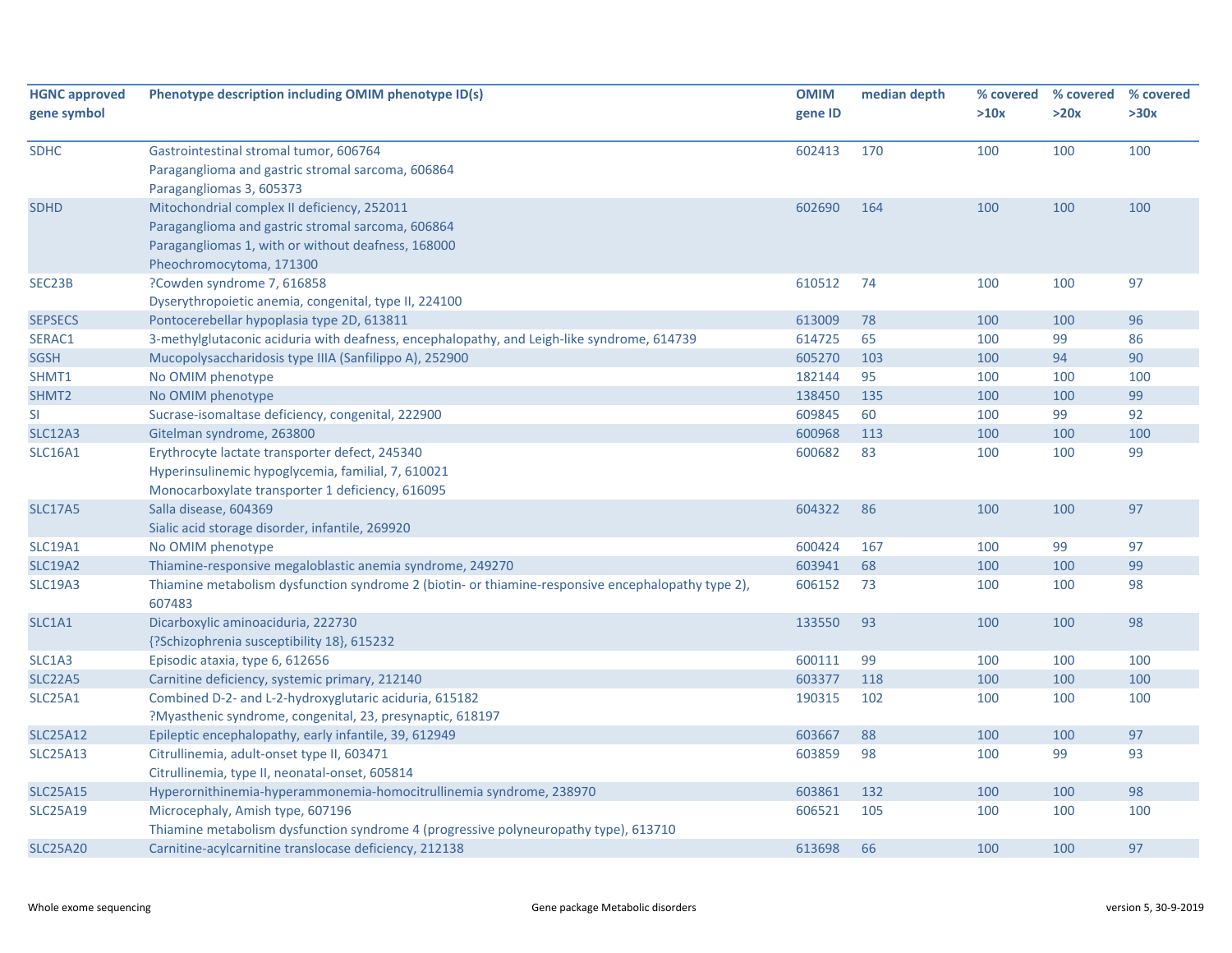| HGNC approved gene symbol | Phenotype description including OMIM phenotype ID(s) | OMIM gene ID | median depth | % covered >10x | % covered >20x | % covered >30x |
|---|---|---|---|---|---|---|
| SDHC | Gastrointestinal stromal tumor, 606764<br>Paraganglioma and gastric stromal sarcoma, 606864<br>Paragangliomas 3, 605373 | 602413 | 170 | 100 | 100 | 100 |
| SDHD | Mitochondrial complex II deficiency, 252011<br>Paraganglioma and gastric stromal sarcoma, 606864<br>Paragangliomas 1, with or without deafness, 168000<br>Pheochromocytoma, 171300 | 602690 | 164 | 100 | 100 | 100 |
| SEC23B | ?Cowden syndrome 7, 616858<br>Dyserythropoietic anemia, congenital, type II, 224100 | 610512 | 74 | 100 | 100 | 97 |
| SEPSECS | Pontocerebellar hypoplasia type 2D, 613811 | 613009 | 78 | 100 | 100 | 96 |
| SERAC1 | 3-methylglutaconic aciduria with deafness, encephalopathy, and Leigh-like syndrome, 614739 | 614725 | 65 | 100 | 99 | 86 |
| SGSH | Mucopolysaccharidosis type IIIA (Sanfilippo A), 252900 | 605270 | 103 | 100 | 94 | 90 |
| SHMT1 | No OMIM phenotype | 182144 | 95 | 100 | 100 | 100 |
| SHMT2 | No OMIM phenotype | 138450 | 135 | 100 | 100 | 99 |
| SI | Sucrase-isomaltase deficiency, congenital, 222900 | 609845 | 60 | 100 | 99 | 92 |
| SLC12A3 | Gitelman syndrome, 263800 | 600968 | 113 | 100 | 100 | 100 |
| SLC16A1 | Erythrocyte lactate transporter defect, 245340<br>Hyperinsulinemic hypoglycemia, familial, 7, 610021<br>Monocarboxylate transporter 1 deficiency, 616095 | 600682 | 83 | 100 | 100 | 99 |
| SLC17A5 | Salla disease, 604369<br>Sialic acid storage disorder, infantile, 269920 | 604322 | 86 | 100 | 100 | 97 |
| SLC19A1 | No OMIM phenotype | 600424 | 167 | 100 | 99 | 97 |
| SLC19A2 | Thiamine-responsive megaloblastic anemia syndrome, 249270 | 603941 | 68 | 100 | 100 | 99 |
| SLC19A3 | Thiamine metabolism dysfunction syndrome 2 (biotin- or thiamine-responsive encephalopathy type 2), 607483 | 606152 | 73 | 100 | 100 | 98 |
| SLC1A1 | Dicarboxylic aminoaciduria, 222730<br>{?Schizophrenia susceptibility 18}, 615232 | 133550 | 93 | 100 | 100 | 98 |
| SLC1A3 | Episodic ataxia, type 6, 612656 | 600111 | 99 | 100 | 100 | 100 |
| SLC22A5 | Carnitine deficiency, systemic primary, 212140 | 603377 | 118 | 100 | 100 | 100 |
| SLC25A1 | Combined D-2- and L-2-hydroxyglutaric aciduria, 615182<br>?Myasthenic syndrome, congenital, 23, presynaptic, 618197 | 190315 | 102 | 100 | 100 | 100 |
| SLC25A12 | Epileptic encephalopathy, early infantile, 39, 612949 | 603667 | 88 | 100 | 100 | 97 |
| SLC25A13 | Citrullinemia, adult-onset type II, 603471<br>Citrullinemia, type II, neonatal-onset, 605814 | 603859 | 98 | 100 | 99 | 93 |
| SLC25A15 | Hyperornithinemia-hyperammonemia-homocitrullinemia syndrome, 238970 | 603861 | 132 | 100 | 100 | 98 |
| SLC25A19 | Microcephaly, Amish type, 607196<br>Thiamine metabolism dysfunction syndrome 4 (progressive polyneuropathy type), 613710 | 606521 | 105 | 100 | 100 | 100 |
| SLC25A20 | Carnitine-acylcarnitine translocase deficiency, 212138 | 613698 | 66 | 100 | 100 | 97 |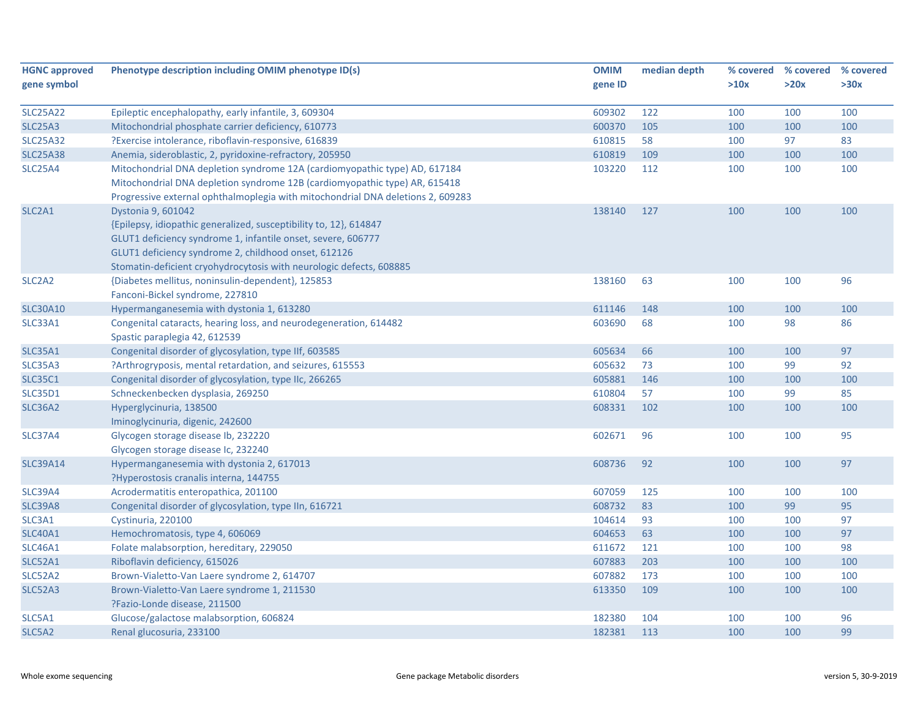| HGNC approved gene symbol | Phenotype description including OMIM phenotype ID(s) | OMIM gene ID | median depth | % covered >10x | % covered >20x | % covered >30x |
|---|---|---|---|---|---|---|
| SLC25A22 | Epileptic encephalopathy, early infantile, 3, 609304 | 609302 | 122 | 100 | 100 | 100 |
| SLC25A3 | Mitochondrial phosphate carrier deficiency, 610773 | 600370 | 105 | 100 | 100 | 100 |
| SLC25A32 | ?Exercise intolerance, riboflavin-responsive, 616839 | 610815 | 58 | 100 | 97 | 83 |
| SLC25A38 | Anemia, sideroblastic, 2, pyridoxine-refractory, 205950 | 610819 | 109 | 100 | 100 | 100 |
| SLC25A4 | Mitochondrial DNA depletion syndrome 12A (cardiomyopathic type) AD, 617184<br>Mitochondrial DNA depletion syndrome 12B (cardiomyopathic type) AR, 615418<br>Progressive external ophthalmoplegia with mitochondrial DNA deletions 2, 609283 | 103220 | 112 | 100 | 100 | 100 |
| SLC2A1 | Dystonia 9, 601042<br>{Epilepsy, idiopathic generalized, susceptibility to, 12}, 614847<br>GLUT1 deficiency syndrome 1, infantile onset, severe, 606777<br>GLUT1 deficiency syndrome 2, childhood onset, 612126<br>Stomatin-deficient cryohydrocytosis with neurologic defects, 608885 | 138140 | 127 | 100 | 100 | 100 |
| SLC2A2 | {Diabetes mellitus, noninsulin-dependent}, 125853<br>Fanconi-Bickel syndrome, 227810 | 138160 | 63 | 100 | 100 | 96 |
| SLC30A10 | Hypermanganesemia with dystonia 1, 613280 | 611146 | 148 | 100 | 100 | 100 |
| SLC33A1 | Congenital cataracts, hearing loss, and neurodegeneration, 614482<br>Spastic paraplegia 42, 612539 | 603690 | 68 | 100 | 98 | 86 |
| SLC35A1 | Congenital disorder of glycosylation, type IIf, 603585 | 605634 | 66 | 100 | 100 | 97 |
| SLC35A3 | ?Arthrogryposis, mental retardation, and seizures, 615553 | 605632 | 73 | 100 | 99 | 92 |
| SLC35C1 | Congenital disorder of glycosylation, type IIc, 266265 | 605881 | 146 | 100 | 100 | 100 |
| SLC35D1 | Schneckenbecken dysplasia, 269250 | 610804 | 57 | 100 | 99 | 85 |
| SLC36A2 | Hyperglycinuria, 138500<br>Iminoglycinuria, digenic, 242600 | 608331 | 102 | 100 | 100 | 100 |
| SLC37A4 | Glycogen storage disease Ib, 232220<br>Glycogen storage disease Ic, 232240 | 602671 | 96 | 100 | 100 | 95 |
| SLC39A14 | Hypermanganesemia with dystonia 2, 617013<br>?Hyperostosis cranalis interna, 144755 | 608736 | 92 | 100 | 100 | 97 |
| SLC39A4 | Acrodermatitis enteropathica, 201100 | 607059 | 125 | 100 | 100 | 100 |
| SLC39A8 | Congenital disorder of glycosylation, type IIn, 616721 | 608732 | 83 | 100 | 99 | 95 |
| SLC3A1 | Cystinuria, 220100 | 104614 | 93 | 100 | 100 | 97 |
| SLC40A1 | Hemochromatosis, type 4, 606069 | 604653 | 63 | 100 | 100 | 97 |
| SLC46A1 | Folate malabsorption, hereditary, 229050 | 611672 | 121 | 100 | 100 | 98 |
| SLC52A1 | Riboflavin deficiency, 615026 | 607883 | 203 | 100 | 100 | 100 |
| SLC52A2 | Brown-Vialetto-Van Laere syndrome 2, 614707 | 607882 | 173 | 100 | 100 | 100 |
| SLC52A3 | Brown-Vialetto-Van Laere syndrome 1, 211530<br>?Fazio-Londe disease, 211500 | 613350 | 109 | 100 | 100 | 100 |
| SLC5A1 | Glucose/galactose malabsorption, 606824 | 182380 | 104 | 100 | 100 | 96 |
| SLC5A2 | Renal glucosuria, 233100 | 182381 | 113 | 100 | 100 | 99 |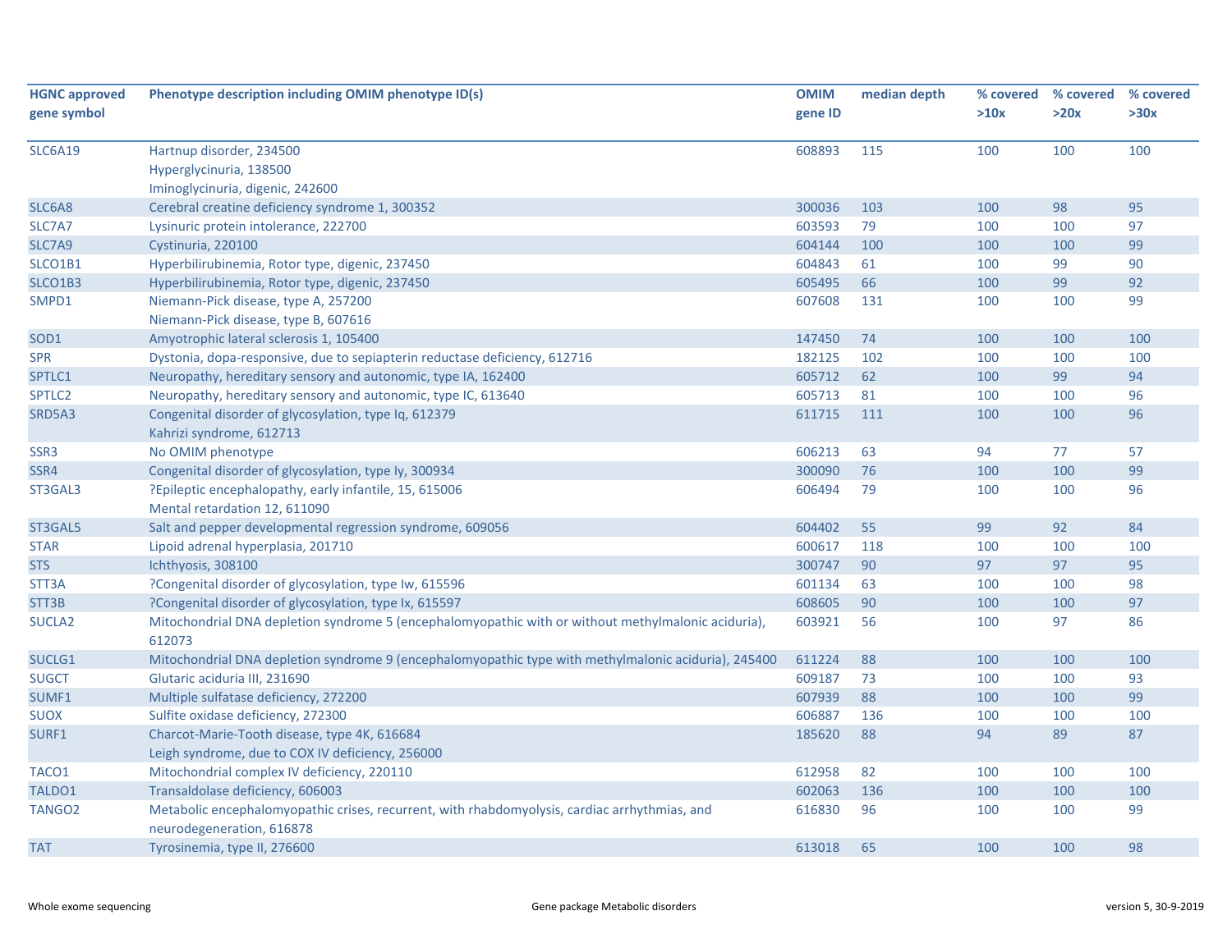| HGNC approved gene symbol | Phenotype description including OMIM phenotype ID(s) | OMIM gene ID | median depth | % covered >10x | % covered >20x | % covered >30x |
|---|---|---|---|---|---|---|
| SLC6A19 | Hartnup disorder, 234500<br>Hyperglycinuria, 138500<br>Iminoglycinuria, digenic, 242600 | 608893 | 115 | 100 | 100 | 100 |
| SLC6A8 | Cerebral creatine deficiency syndrome 1, 300352 | 300036 | 103 | 100 | 98 | 95 |
| SLC7A7 | Lysinuric protein intolerance, 222700 | 603593 | 79 | 100 | 100 | 97 |
| SLC7A9 | Cystinuria, 220100 | 604144 | 100 | 100 | 100 | 99 |
| SLCO1B1 | Hyperbilirubinemia, Rotor type, digenic, 237450 | 604843 | 61 | 100 | 99 | 90 |
| SLCO1B3 | Hyperbilirubinemia, Rotor type, digenic, 237450 | 605495 | 66 | 100 | 99 | 92 |
| SMPD1 | Niemann-Pick disease, type A, 257200<br>Niemann-Pick disease, type B, 607616 | 607608 | 131 | 100 | 100 | 99 |
| SOD1 | Amyotrophic lateral sclerosis 1, 105400 | 147450 | 74 | 100 | 100 | 100 |
| SPR | Dystonia, dopa-responsive, due to sepiapterin reductase deficiency, 612716 | 182125 | 102 | 100 | 100 | 100 |
| SPTLC1 | Neuropathy, hereditary sensory and autonomic, type IA, 162400 | 605712 | 62 | 100 | 99 | 94 |
| SPTLC2 | Neuropathy, hereditary sensory and autonomic, type IC, 613640 | 605713 | 81 | 100 | 100 | 96 |
| SRD5A3 | Congenital disorder of glycosylation, type Iq, 612379<br>Kahrizi syndrome, 612713 | 611715 | 111 | 100 | 100 | 96 |
| SSR3 | No OMIM phenotype | 606213 | 63 | 94 | 77 | 57 |
| SSR4 | Congenital disorder of glycosylation, type Iy, 300934 | 300090 | 76 | 100 | 100 | 99 |
| ST3GAL3 | ?Epileptic encephalopathy, early infantile, 15, 615006<br>Mental retardation 12, 611090 | 606494 | 79 | 100 | 100 | 96 |
| ST3GAL5 | Salt and pepper developmental regression syndrome, 609056 | 604402 | 55 | 99 | 92 | 84 |
| STAR | Lipoid adrenal hyperplasia, 201710 | 600617 | 118 | 100 | 100 | 100 |
| STS | Ichthyosis, 308100 | 300747 | 90 | 97 | 97 | 95 |
| STT3A | ?Congenital disorder of glycosylation, type Iw, 615596 | 601134 | 63 | 100 | 100 | 98 |
| STT3B | ?Congenital disorder of glycosylation, type Ix, 615597 | 608605 | 90 | 100 | 100 | 97 |
| SUCLA2 | Mitochondrial DNA depletion syndrome 5 (encephalomyopathic with or without methylmalonic aciduria), 612073 | 603921 | 56 | 100 | 97 | 86 |
| SUCLG1 | Mitochondrial DNA depletion syndrome 9 (encephalomyopathic type with methylmalonic aciduria), 245400 | 611224 | 88 | 100 | 100 | 100 |
| SUGCT | Glutaric aciduria III, 231690 | 609187 | 73 | 100 | 100 | 93 |
| SUMF1 | Multiple sulfatase deficiency, 272200 | 607939 | 88 | 100 | 100 | 99 |
| SUOX | Sulfite oxidase deficiency, 272300 | 606887 | 136 | 100 | 100 | 100 |
| SURF1 | Charcot-Marie-Tooth disease, type 4K, 616684<br>Leigh syndrome, due to COX IV deficiency, 256000 | 185620 | 88 | 94 | 89 | 87 |
| TACO1 | Mitochondrial complex IV deficiency, 220110 | 612958 | 82 | 100 | 100 | 100 |
| TALDO1 | Transaldolase deficiency, 606003 | 602063 | 136 | 100 | 100 | 100 |
| TANGO2 | Metabolic encephalomyopathic crises, recurrent, with rhabdomyolysis, cardiac arrhythmias, and neurodegeneration, 616878 | 616830 | 96 | 100 | 100 | 99 |
| TAT | Tyrosinemia, type II, 276600 | 613018 | 65 | 100 | 100 | 98 |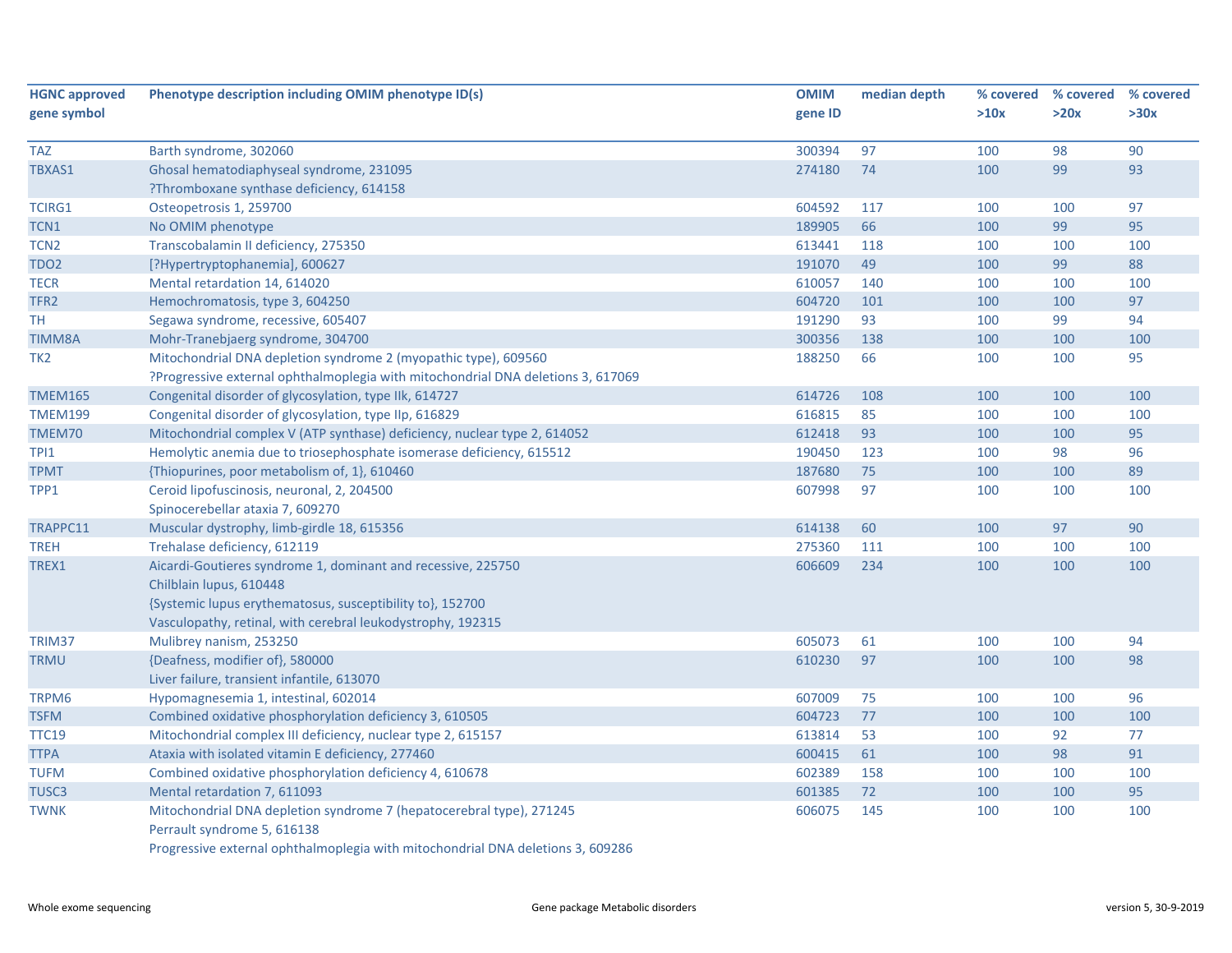| HGNC approved gene symbol | Phenotype description including OMIM phenotype ID(s) | OMIM gene ID | median depth | % covered >10x | % covered >20x | % covered >30x |
|---|---|---|---|---|---|---|
| TAZ | Barth syndrome, 302060 | 300394 | 97 | 100 | 98 | 90 |
| TBXAS1 | Ghosal hematodiaphyseal syndrome, 231095<br>?Thromboxane synthase deficiency, 614158 | 274180 | 74 | 100 | 99 | 93 |
| TCIRG1 | Osteopetrosis 1, 259700 | 604592 | 117 | 100 | 100 | 97 |
| TCN1 | No OMIM phenotype | 189905 | 66 | 100 | 99 | 95 |
| TCN2 | Transcobalamin II deficiency, 275350 | 613441 | 118 | 100 | 100 | 100 |
| TDO2 | [?Hypertryptophanemia], 600627 | 191070 | 49 | 100 | 99 | 88 |
| TECR | Mental retardation 14, 614020 | 610057 | 140 | 100 | 100 | 100 |
| TFR2 | Hemochromatosis, type 3, 604250 | 604720 | 101 | 100 | 100 | 97 |
| TH | Segawa syndrome, recessive, 605407 | 191290 | 93 | 100 | 99 | 94 |
| TIMM8A | Mohr-Tranebjaerg syndrome, 304700 | 300356 | 138 | 100 | 100 | 100 |
| TK2 | Mitochondrial DNA depletion syndrome 2 (myopathic type), 609560<br>?Progressive external ophthalmoplegia with mitochondrial DNA deletions 3, 617069 | 188250 | 66 | 100 | 100 | 95 |
| TMEM165 | Congenital disorder of glycosylation, type IIk, 614727 | 614726 | 108 | 100 | 100 | 100 |
| TMEM199 | Congenital disorder of glycosylation, type IIp, 616829 | 616815 | 85 | 100 | 100 | 100 |
| TMEM70 | Mitochondrial complex V (ATP synthase) deficiency, nuclear type 2, 614052 | 612418 | 93 | 100 | 100 | 95 |
| TPI1 | Hemolytic anemia due to triosephosphate isomerase deficiency, 615512 | 190450 | 123 | 100 | 98 | 96 |
| TPMT | {Thiopurines, poor metabolism of, 1}, 610460 | 187680 | 75 | 100 | 100 | 89 |
| TPP1 | Ceroid lipofuscinosis, neuronal, 2, 204500<br>Spinocerebellar ataxia 7, 609270 | 607998 | 97 | 100 | 100 | 100 |
| TRAPPC11 | Muscular dystrophy, limb-girdle 18, 615356 | 614138 | 60 | 100 | 97 | 90 |
| TREH | Trehalase deficiency, 612119 | 275360 | 111 | 100 | 100 | 100 |
| TREX1 | Aicardi-Goutieres syndrome 1, dominant and recessive, 225750<br>Chilblain lupus, 610448<br>{Systemic lupus erythematosus, susceptibility to}, 152700<br>Vasculopathy, retinal, with cerebral leukodystrophy, 192315 | 606609 | 234 | 100 | 100 | 100 |
| TRIM37 | Mulibrey nanism, 253250 | 605073 | 61 | 100 | 100 | 94 |
| TRMU | {Deafness, modifier of}, 580000<br>Liver failure, transient infantile, 613070 | 610230 | 97 | 100 | 100 | 98 |
| TRPM6 | Hypomagnesemia 1, intestinal, 602014 | 607009 | 75 | 100 | 100 | 96 |
| TSFM | Combined oxidative phosphorylation deficiency 3, 610505 | 604723 | 77 | 100 | 100 | 100 |
| TTC19 | Mitochondrial complex III deficiency, nuclear type 2, 615157 | 613814 | 53 | 100 | 92 | 77 |
| TTPA | Ataxia with isolated vitamin E deficiency, 277460 | 600415 | 61 | 100 | 98 | 91 |
| TUFM | Combined oxidative phosphorylation deficiency 4, 610678 | 602389 | 158 | 100 | 100 | 100 |
| TUSC3 | Mental retardation 7, 611093 | 601385 | 72 | 100 | 100 | 95 |
| TWNK | Mitochondrial DNA depletion syndrome 7 (hepatocerebral type), 271245<br>Perrault syndrome 5, 616138<br>Progressive external ophthalmoplegia with mitochondrial DNA deletions 3, 609286 | 606075 | 145 | 100 | 100 | 100 |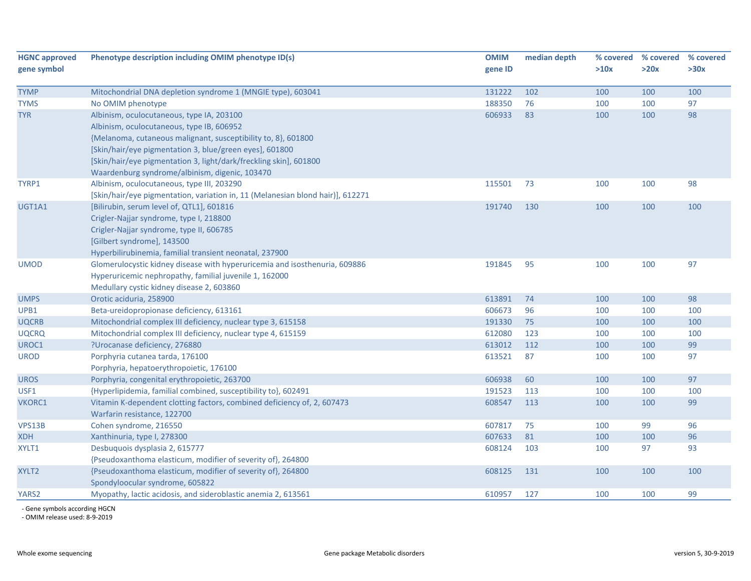| HGNC approved gene symbol | Phenotype description including OMIM phenotype ID(s) | OMIM gene ID | median depth | % covered >10x | % covered >20x | % covered >30x |
|---|---|---|---|---|---|---|
| TYMP | Mitochondrial DNA depletion syndrome 1 (MNGIE type), 603041 | 131222 | 102 | 100 | 100 | 100 |
| TYMS | No OMIM phenotype | 188350 | 76 | 100 | 100 | 97 |
| TYR | Albinism, oculocutaneous, type IA, 203100<br>Albinism, oculocutaneous, type IB, 606952<br>{Melanoma, cutaneous malignant, susceptibility to, 8}, 601800<br>[Skin/hair/eye pigmentation 3, blue/green eyes], 601800<br>[Skin/hair/eye pigmentation 3, light/dark/freckling skin], 601800<br>Waardenburg syndrome/albinism, digenic, 103470 | 606933 | 83 | 100 | 100 | 98 |
| TYRP1 | Albinism, oculocutaneous, type III, 203290<br>[Skin/hair/eye pigmentation, variation in, 11 (Melanesian blond hair)], 612271 | 115501 | 73 | 100 | 100 | 98 |
| UGT1A1 | [Bilirubin, serum level of, QTL1], 601816<br>Crigler-Najjar syndrome, type I, 218800<br>Crigler-Najjar syndrome, type II, 606785<br>[Gilbert syndrome], 143500<br>Hyperbilirubinemia, familial transient neonatal, 237900 | 191740 | 130 | 100 | 100 | 100 |
| UMOD | Glomerulocystic kidney disease with hyperuricemia and isosthenuria, 609886<br>Hyperuricemic nephropathy, familial juvenile 1, 162000<br>Medullary cystic kidney disease 2, 603860 | 191845 | 95 | 100 | 100 | 97 |
| UMPS | Orotic aciduria, 258900 | 613891 | 74 | 100 | 100 | 98 |
| UPB1 | Beta-ureidopropionase deficiency, 613161 | 606673 | 96 | 100 | 100 | 100 |
| UQCRB | Mitochondrial complex III deficiency, nuclear type 3, 615158 | 191330 | 75 | 100 | 100 | 100 |
| UQCRQ | Mitochondrial complex III deficiency, nuclear type 4, 615159 | 612080 | 123 | 100 | 100 | 100 |
| UROC1 | ?Urocanase deficiency, 276880 | 613012 | 112 | 100 | 100 | 99 |
| UROD | Porphyria cutanea tarda, 176100<br>Porphyria, hepatoerythropoietic, 176100 | 613521 | 87 | 100 | 100 | 97 |
| UROS | Porphyria, congenital erythropoietic, 263700 | 606938 | 60 | 100 | 100 | 97 |
| USF1 | {Hyperlipidemia, familial combined, susceptibility to}, 602491 | 191523 | 113 | 100 | 100 | 100 |
| VKORC1 | Vitamin K-dependent clotting factors, combined deficiency of, 2, 607473<br>Warfarin resistance, 122700 | 608547 | 113 | 100 | 100 | 99 |
| VPS13B | Cohen syndrome, 216550 | 607817 | 75 | 100 | 99 | 96 |
| XDH | Xanthinuria, type I, 278300 | 607633 | 81 | 100 | 100 | 96 |
| XYLT1 | Desbuquois dysplasia 2, 615777<br>{Pseudoxanthoma elasticum, modifier of severity of}, 264800 | 608124 | 103 | 100 | 97 | 93 |
| XYLT2 | {Pseudoxanthoma elasticum, modifier of severity of}, 264800<br>Spondyloocular syndrome, 605822 | 608125 | 131 | 100 | 100 | 100 |
| YARS2 | Myopathy, lactic acidosis, and sideroblastic anemia 2, 613561 | 610957 | 127 | 100 | 100 | 99 |

- Gene symbols according HGCN
- OMIM release used: 8-9-2019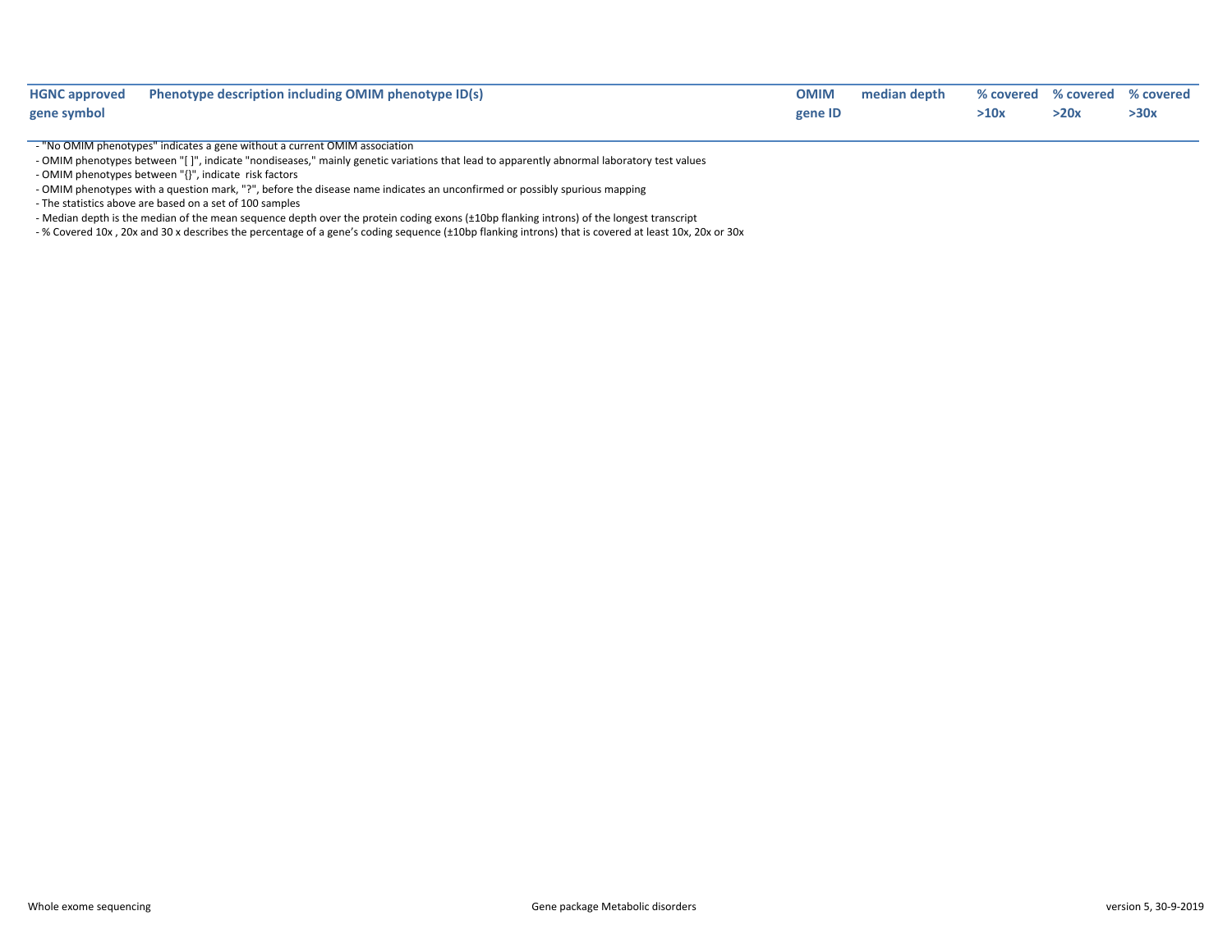| HGNC approved gene symbol | Phenotype description including OMIM phenotype ID(s) | OMIM gene ID | median depth | % covered >10x | % covered >20x | % covered >30x |
|---|---|---|---|---|---|---|

- "No OMIM phenotypes" indicates a gene without a current OMIM association
- OMIM phenotypes between "[ ]", indicate "nondiseases," mainly genetic variations that lead to apparently abnormal laboratory test values
- OMIM phenotypes between "{}", indicate risk factors
- OMIM phenotypes with a question mark, "?", before the disease name indicates an unconfirmed or possibly spurious mapping
- The statistics above are based on a set of 100 samples
- Median depth is the median of the mean sequence depth over the protein coding exons (±10bp flanking introns) of the longest transcript
- % Covered 10x , 20x and 30 x describes the percentage of a gene's coding sequence (±10bp flanking introns) that is covered at least 10x, 20x or 30x